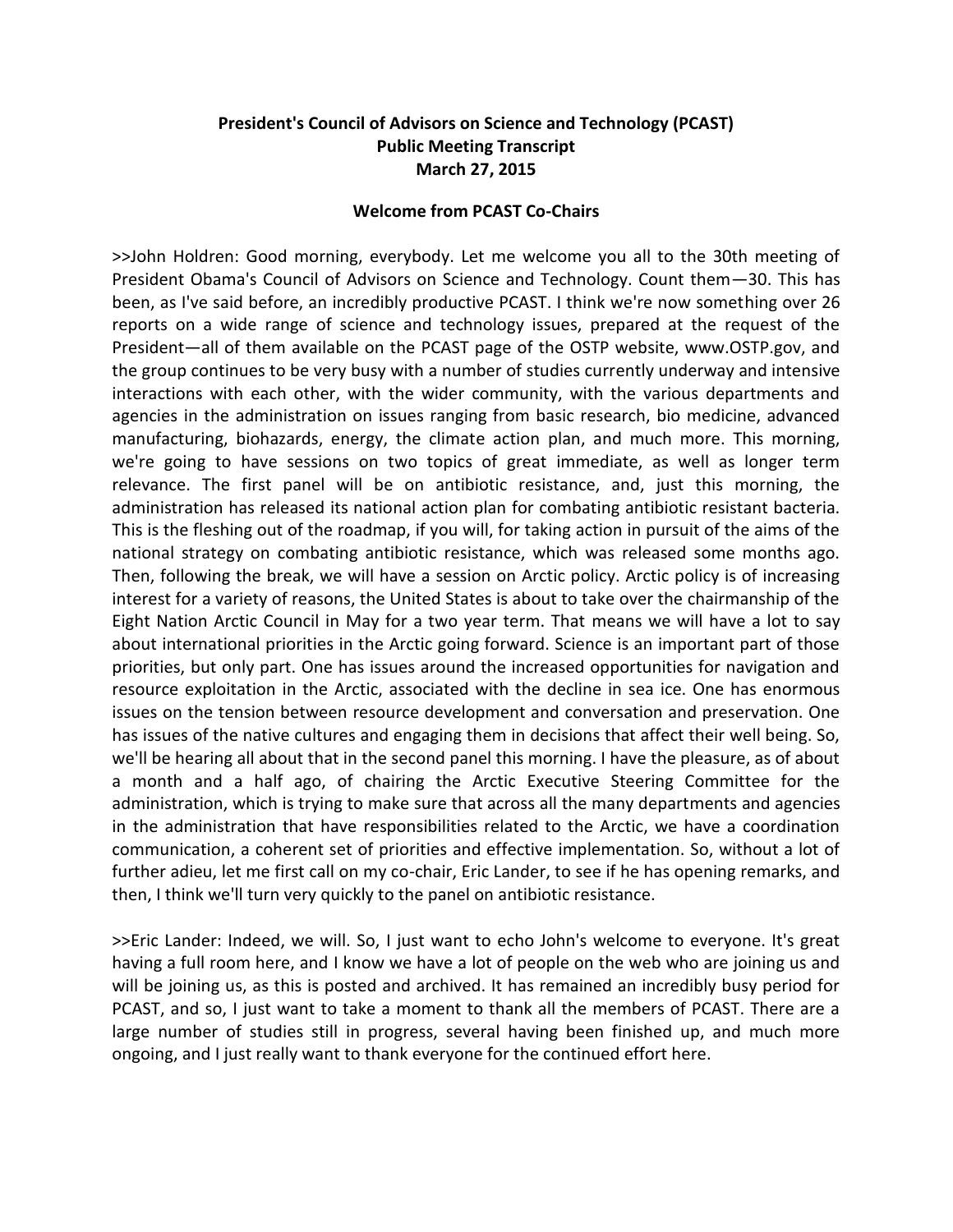# President's Council of Advisors on Science and Technology (PCAST)
# Public Meeting Transcript
# March 27, 2015

## Welcome from PCAST Co-Chairs

>>John Holdren: Good morning, everybody. Let me welcome you all to the 30th meeting of President Obama's Council of Advisors on Science and Technology. Count them—30. This has been, as I've said before, an incredibly productive PCAST. I think we're now something over 26 reports on a wide range of science and technology issues, prepared at the request of the President—all of them available on the PCAST page of the OSTP website, www.OSTP.gov, and the group continues to be very busy with a number of studies currently underway and intensive interactions with each other, with the wider community, with the various departments and agencies in the administration on issues ranging from basic research, bio medicine, advanced manufacturing, biohazards, energy, the climate action plan, and much more. This morning, we're going to have sessions on two topics of great immediate, as well as longer term relevance. The first panel will be on antibiotic resistance, and, just this morning, the administration has released its national action plan for combating antibiotic resistant bacteria. This is the fleshing out of the roadmap, if you will, for taking action in pursuit of the aims of the national strategy on combating antibiotic resistance, which was released some months ago. Then, following the break, we will have a session on Arctic policy. Arctic policy is of increasing interest for a variety of reasons, the United States is about to take over the chairmanship of the Eight Nation Arctic Council in May for a two year term. That means we will have a lot to say about international priorities in the Arctic going forward. Science is an important part of those priorities, but only part. One has issues around the increased opportunities for navigation and resource exploitation in the Arctic, associated with the decline in sea ice. One has enormous issues on the tension between resource development and conversation and preservation. One has issues of the native cultures and engaging them in decisions that affect their well being. So, we'll be hearing all about that in the second panel this morning. I have the pleasure, as of about a month and a half ago, of chairing the Arctic Executive Steering Committee for the administration, which is trying to make sure that across all the many departments and agencies in the administration that have responsibilities related to the Arctic, we have a coordination communication, a coherent set of priorities and effective implementation. So, without a lot of further adieu, let me first call on my co-chair, Eric Lander, to see if he has opening remarks, and then, I think we'll turn very quickly to the panel on antibiotic resistance.

>>Eric Lander: Indeed, we will. So, I just want to echo John's welcome to everyone. It's great having a full room here, and I know we have a lot of people on the web who are joining us and will be joining us, as this is posted and archived. It has remained an incredibly busy period for PCAST, and so, I just want to take a moment to thank all the members of PCAST. There are a large number of studies still in progress, several having been finished up, and much more ongoing, and I just really want to thank everyone for the continued effort here.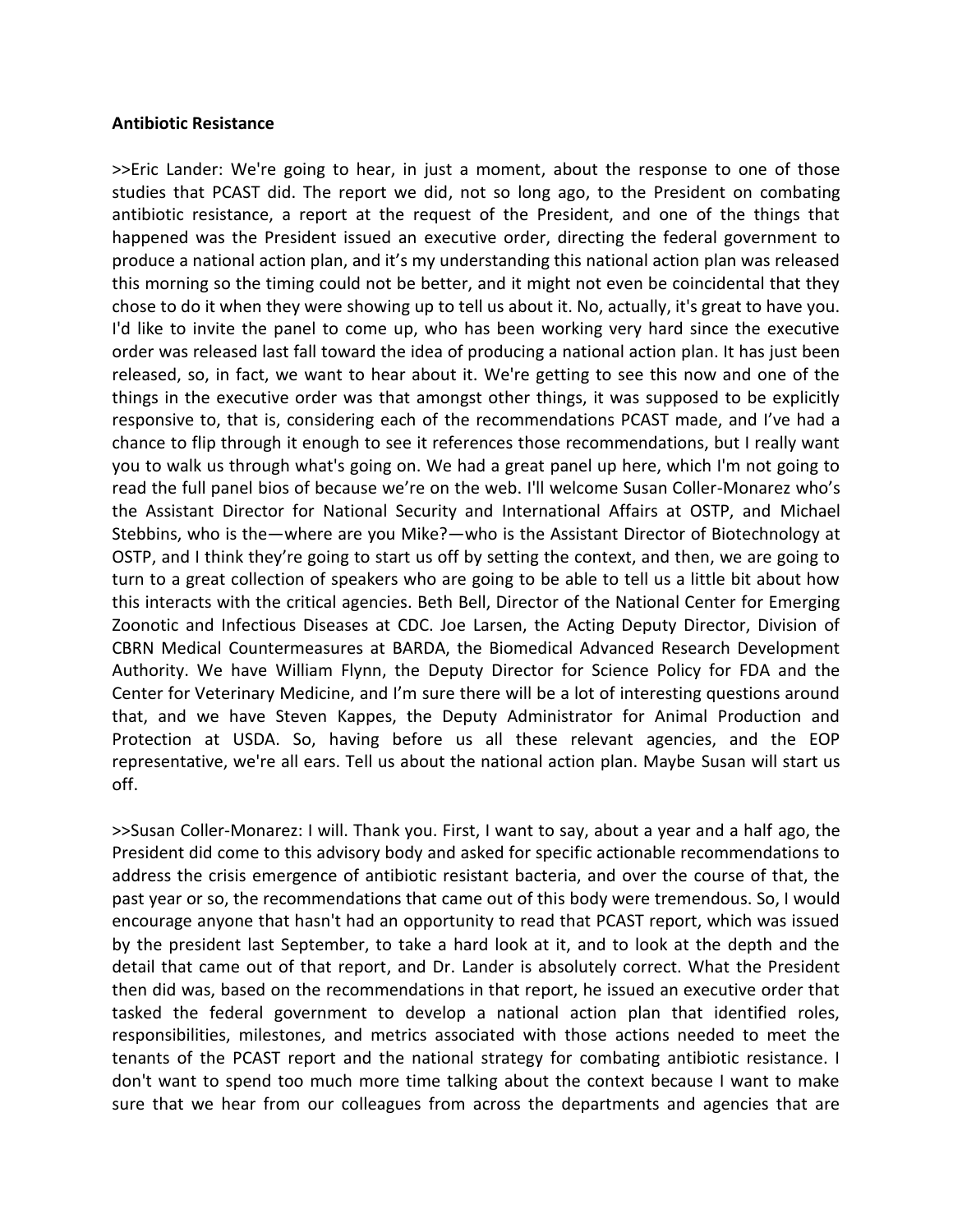**Antibiotic Resistance**

>>Eric Lander: We're going to hear, in just a moment, about the response to one of those studies that PCAST did. The report we did, not so long ago, to the President on combating antibiotic resistance, a report at the request of the President, and one of the things that happened was the President issued an executive order, directing the federal government to produce a national action plan, and it's my understanding this national action plan was released this morning so the timing could not be better, and it might not even be coincidental that they chose to do it when they were showing up to tell us about it. No, actually, it's great to have you. I'd like to invite the panel to come up, who has been working very hard since the executive order was released last fall toward the idea of producing a national action plan. It has just been released, so, in fact, we want to hear about it. We're getting to see this now and one of the things in the executive order was that amongst other things, it was supposed to be explicitly responsive to, that is, considering each of the recommendations PCAST made, and I've had a chance to flip through it enough to see it references those recommendations, but I really want you to walk us through what's going on. We had a great panel up here, which I'm not going to read the full panel bios of because we're on the web. I'll welcome Susan Coller-Monarez who's the Assistant Director for National Security and International Affairs at OSTP, and Michael Stebbins, who is the—where are you Mike?—who is the Assistant Director of Biotechnology at OSTP, and I think they're going to start us off by setting the context, and then, we are going to turn to a great collection of speakers who are going to be able to tell us a little bit about how this interacts with the critical agencies. Beth Bell, Director of the National Center for Emerging Zoonotic and Infectious Diseases at CDC. Joe Larsen, the Acting Deputy Director, Division of CBRN Medical Countermeasures at BARDA, the Biomedical Advanced Research Development Authority. We have William Flynn, the Deputy Director for Science Policy for FDA and the Center for Veterinary Medicine, and I'm sure there will be a lot of interesting questions around that, and we have Steven Kappes, the Deputy Administrator for Animal Production and Protection at USDA. So, having before us all these relevant agencies, and the EOP representative, we're all ears. Tell us about the national action plan. Maybe Susan will start us off.

>>Susan Coller-Monarez: I will. Thank you. First, I want to say, about a year and a half ago, the President did come to this advisory body and asked for specific actionable recommendations to address the crisis emergence of antibiotic resistant bacteria, and over the course of that, the past year or so, the recommendations that came out of this body were tremendous. So, I would encourage anyone that hasn't had an opportunity to read that PCAST report, which was issued by the president last September, to take a hard look at it, and to look at the depth and the detail that came out of that report, and Dr. Lander is absolutely correct. What the President then did was, based on the recommendations in that report, he issued an executive order that tasked the federal government to develop a national action plan that identified roles, responsibilities, milestones, and metrics associated with those actions needed to meet the tenants of the PCAST report and the national strategy for combating antibiotic resistance. I don't want to spend too much more time talking about the context because I want to make sure that we hear from our colleagues from across the departments and agencies that are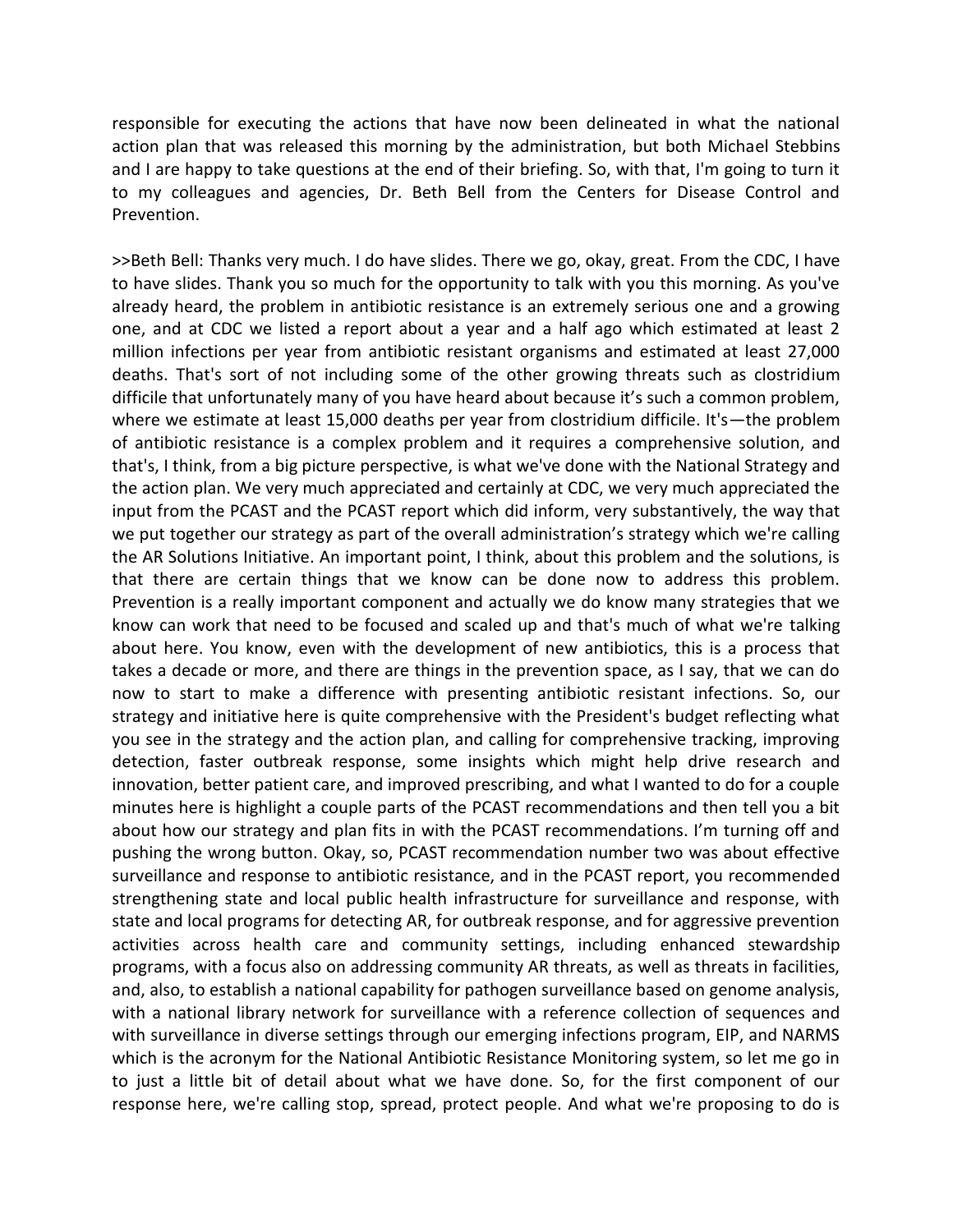responsible for executing the actions that have now been delineated in what the national action plan that was released this morning by the administration, but both Michael Stebbins and I are happy to take questions at the end of their briefing. So, with that, I'm going to turn it to my colleagues and agencies, Dr. Beth Bell from the Centers for Disease Control and Prevention.

>>Beth Bell: Thanks very much. I do have slides. There we go, okay, great. From the CDC, I have to have slides. Thank you so much for the opportunity to talk with you this morning. As you've already heard, the problem in antibiotic resistance is an extremely serious one and a growing one, and at CDC we listed a report about a year and a half ago which estimated at least 2 million infections per year from antibiotic resistant organisms and estimated at least 27,000 deaths. That's sort of not including some of the other growing threats such as clostridium difficile that unfortunately many of you have heard about because it's such a common problem, where we estimate at least 15,000 deaths per year from clostridium difficile. It's—the problem of antibiotic resistance is a complex problem and it requires a comprehensive solution, and that's, I think, from a big picture perspective, is what we've done with the National Strategy and the action plan. We very much appreciated and certainly at CDC, we very much appreciated the input from the PCAST and the PCAST report which did inform, very substantively, the way that we put together our strategy as part of the overall administration's strategy which we're calling the AR Solutions Initiative. An important point, I think, about this problem and the solutions, is that there are certain things that we know can be done now to address this problem. Prevention is a really important component and actually we do know many strategies that we know can work that need to be focused and scaled up and that's much of what we're talking about here. You know, even with the development of new antibiotics, this is a process that takes a decade or more, and there are things in the prevention space, as I say, that we can do now to start to make a difference with presenting antibiotic resistant infections. So, our strategy and initiative here is quite comprehensive with the President's budget reflecting what you see in the strategy and the action plan, and calling for comprehensive tracking, improving detection, faster outbreak response, some insights which might help drive research and innovation, better patient care, and improved prescribing, and what I wanted to do for a couple minutes here is highlight a couple parts of the PCAST recommendations and then tell you a bit about how our strategy and plan fits in with the PCAST recommendations. I'm turning off and pushing the wrong button. Okay, so, PCAST recommendation number two was about effective surveillance and response to antibiotic resistance, and in the PCAST report, you recommended strengthening state and local public health infrastructure for surveillance and response, with state and local programs for detecting AR, for outbreak response, and for aggressive prevention activities across health care and community settings, including enhanced stewardship programs, with a focus also on addressing community AR threats, as well as threats in facilities, and, also, to establish a national capability for pathogen surveillance based on genome analysis, with a national library network for surveillance with a reference collection of sequences and with surveillance in diverse settings through our emerging infections program, EIP, and NARMS which is the acronym for the National Antibiotic Resistance Monitoring system, so let me go in to just a little bit of detail about what we have done. So, for the first component of our response here, we're calling stop, spread, protect people. And what we're proposing to do is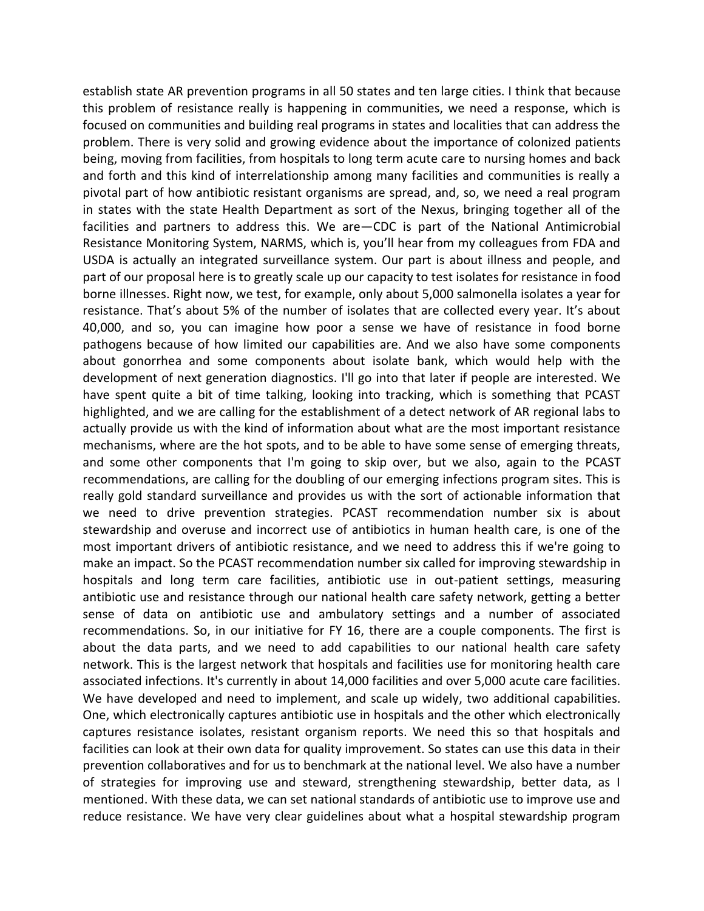establish state AR prevention programs in all 50 states and ten large cities. I think that because this problem of resistance really is happening in communities, we need a response, which is focused on communities and building real programs in states and localities that can address the problem. There is very solid and growing evidence about the importance of colonized patients being, moving from facilities, from hospitals to long term acute care to nursing homes and back and forth and this kind of interrelationship among many facilities and communities is really a pivotal part of how antibiotic resistant organisms are spread, and, so, we need a real program in states with the state Health Department as sort of the Nexus, bringing together all of the facilities and partners to address this. We are—CDC is part of the National Antimicrobial Resistance Monitoring System, NARMS, which is, you'll hear from my colleagues from FDA and USDA is actually an integrated surveillance system. Our part is about illness and people, and part of our proposal here is to greatly scale up our capacity to test isolates for resistance in food borne illnesses. Right now, we test, for example, only about 5,000 salmonella isolates a year for resistance. That's about 5% of the number of isolates that are collected every year. It's about 40,000, and so, you can imagine how poor a sense we have of resistance in food borne pathogens because of how limited our capabilities are. And we also have some components about gonorrhea and some components about isolate bank, which would help with the development of next generation diagnostics. I'll go into that later if people are interested. We have spent quite a bit of time talking, looking into tracking, which is something that PCAST highlighted, and we are calling for the establishment of a detect network of AR regional labs to actually provide us with the kind of information about what are the most important resistance mechanisms, where are the hot spots, and to be able to have some sense of emerging threats, and some other components that I'm going to skip over, but we also, again to the PCAST recommendations, are calling for the doubling of our emerging infections program sites. This is really gold standard surveillance and provides us with the sort of actionable information that we need to drive prevention strategies. PCAST recommendation number six is about stewardship and overuse and incorrect use of antibiotics in human health care, is one of the most important drivers of antibiotic resistance, and we need to address this if we're going to make an impact. So the PCAST recommendation number six called for improving stewardship in hospitals and long term care facilities, antibiotic use in out-patient settings, measuring antibiotic use and resistance through our national health care safety network, getting a better sense of data on antibiotic use and ambulatory settings and a number of associated recommendations. So, in our initiative for FY 16, there are a couple components. The first is about the data parts, and we need to add capabilities to our national health care safety network. This is the largest network that hospitals and facilities use for monitoring health care associated infections. It's currently in about 14,000 facilities and over 5,000 acute care facilities. We have developed and need to implement, and scale up widely, two additional capabilities. One, which electronically captures antibiotic use in hospitals and the other which electronically captures resistance isolates, resistant organism reports. We need this so that hospitals and facilities can look at their own data for quality improvement. So states can use this data in their prevention collaboratives and for us to benchmark at the national level. We also have a number of strategies for improving use and steward, strengthening stewardship, better data, as I mentioned. With these data, we can set national standards of antibiotic use to improve use and reduce resistance. We have very clear guidelines about what a hospital stewardship program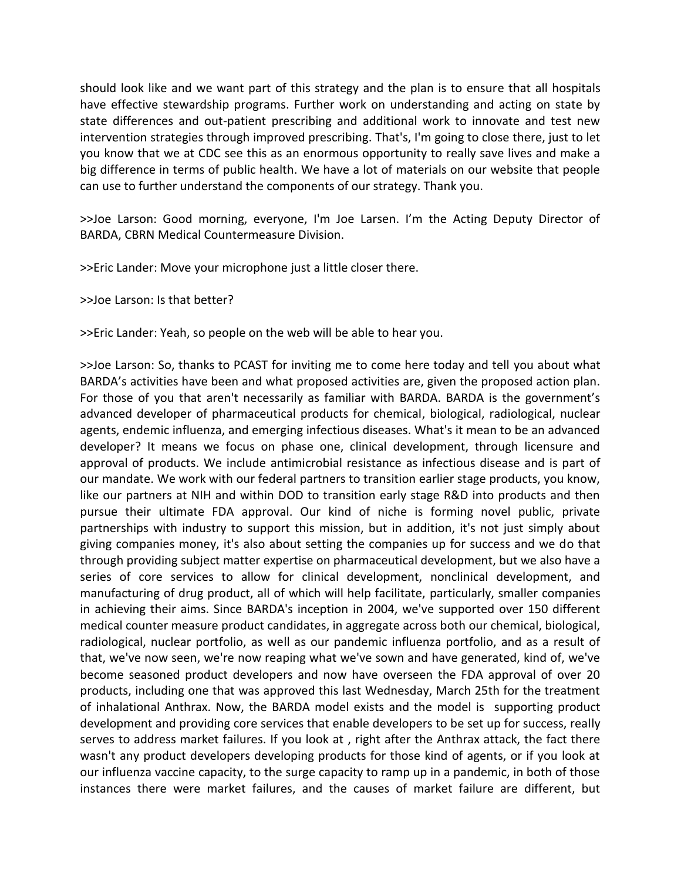should look like and we want part of this strategy and the plan is to ensure that all hospitals have effective stewardship programs. Further work on understanding and acting on state by state differences and out-patient prescribing and additional work to innovate and test new intervention strategies through improved prescribing. That's, I'm going to close there, just to let you know that we at CDC see this as an enormous opportunity to really save lives and make a big difference in terms of public health. We have a lot of materials on our website that people can use to further understand the components of our strategy. Thank you.

>>Joe Larson: Good morning, everyone, I'm Joe Larsen. I'm the Acting Deputy Director of BARDA, CBRN Medical Countermeasure Division.

>>Eric Lander: Move your microphone just a little closer there.

>>Joe Larson: Is that better?

>>Eric Lander: Yeah, so people on the web will be able to hear you.

>>Joe Larson: So, thanks to PCAST for inviting me to come here today and tell you about what BARDA's activities have been and what proposed activities are, given the proposed action plan. For those of you that aren't necessarily as familiar with BARDA. BARDA is the government's advanced developer of pharmaceutical products for chemical, biological, radiological, nuclear agents, endemic influenza, and emerging infectious diseases. What's it mean to be an advanced developer? It means we focus on phase one, clinical development, through licensure and approval of products. We include antimicrobial resistance as infectious disease and is part of our mandate. We work with our federal partners to transition earlier stage products, you know, like our partners at NIH and within DOD to transition early stage R&D into products and then pursue their ultimate FDA approval. Our kind of niche is forming novel public, private partnerships with industry to support this mission, but in addition, it's not just simply about giving companies money, it's also about setting the companies up for success and we do that through providing subject matter expertise on pharmaceutical development, but we also have a series of core services to allow for clinical development, nonclinical development, and manufacturing of drug product, all of which will help facilitate, particularly, smaller companies in achieving their aims. Since BARDA's inception in 2004, we've supported over 150 different medical counter measure product candidates, in aggregate across both our chemical, biological, radiological, nuclear portfolio, as well as our pandemic influenza portfolio, and as a result of that, we've now seen, we're now reaping what we've sown and have generated, kind of, we've become seasoned product developers and now have overseen the FDA approval of over 20 products, including one that was approved this last Wednesday, March 25th for the treatment of inhalational Anthrax. Now, the BARDA model exists and the model is supporting product development and providing core services that enable developers to be set up for success, really serves to address market failures. If you look at , right after the Anthrax attack, the fact there wasn't any product developers developing products for those kind of agents, or if you look at our influenza vaccine capacity, to the surge capacity to ramp up in a pandemic, in both of those instances there were market failures, and the causes of market failure are different, but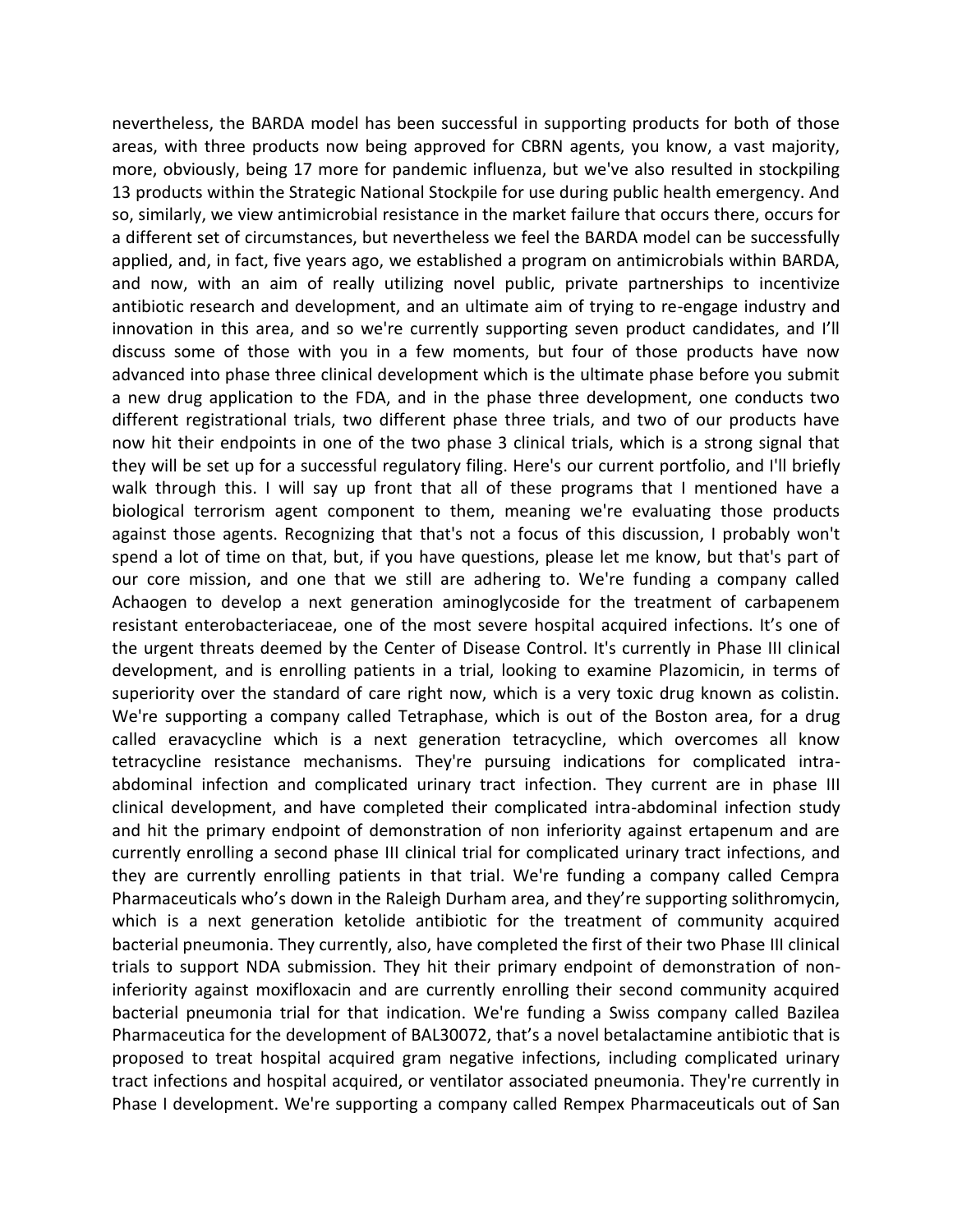nevertheless, the BARDA model has been successful in supporting products for both of those areas, with three products now being approved for CBRN agents, you know, a vast majority, more, obviously, being 17 more for pandemic influenza, but we've also resulted in stockpiling 13 products within the Strategic National Stockpile for use during public health emergency. And so, similarly, we view antimicrobial resistance in the market failure that occurs there, occurs for a different set of circumstances, but nevertheless we feel the BARDA model can be successfully applied, and, in fact, five years ago, we established a program on antimicrobials within BARDA, and now, with an aim of really utilizing novel public, private partnerships to incentivize antibiotic research and development, and an ultimate aim of trying to re-engage industry and innovation in this area, and so we're currently supporting seven product candidates, and I'll discuss some of those with you in a few moments, but four of those products have now advanced into phase three clinical development which is the ultimate phase before you submit a new drug application to the FDA, and in the phase three development, one conducts two different registrational trials, two different phase three trials, and two of our products have now hit their endpoints in one of the two phase 3 clinical trials, which is a strong signal that they will be set up for a successful regulatory filing. Here's our current portfolio, and I'll briefly walk through this. I will say up front that all of these programs that I mentioned have a biological terrorism agent component to them, meaning we're evaluating those products against those agents. Recognizing that that's not a focus of this discussion, I probably won't spend a lot of time on that, but, if you have questions, please let me know, but that's part of our core mission, and one that we still are adhering to. We're funding a company called Achaogen to develop a next generation aminoglycoside for the treatment of carbapenem resistant enterobacteriaceae, one of the most severe hospital acquired infections. It's one of the urgent threats deemed by the Center of Disease Control. It's currently in Phase III clinical development, and is enrolling patients in a trial, looking to examine Plazomicin, in terms of superiority over the standard of care right now, which is a very toxic drug known as colistin. We're supporting a company called Tetraphase, which is out of the Boston area, for a drug called eravacycline which is a next generation tetracycline, which overcomes all know tetracycline resistance mechanisms. They're pursuing indications for complicated intra-abdominal infection and complicated urinary tract infection. They current are in phase III clinical development, and have completed their complicated intra-abdominal infection study and hit the primary endpoint of demonstration of non inferiority against ertapenum and are currently enrolling a second phase III clinical trial for complicated urinary tract infections, and they are currently enrolling patients in that trial. We're funding a company called Cempra Pharmaceuticals who's down in the Raleigh Durham area, and they're supporting solithromycin, which is a next generation ketolide antibiotic for the treatment of community acquired bacterial pneumonia. They currently, also, have completed the first of their two Phase III clinical trials to support NDA submission. They hit their primary endpoint of demonstration of non-inferiority against moxifloxacin and are currently enrolling their second community acquired bacterial pneumonia trial for that indication. We're funding a Swiss company called Bazilea Pharmaceutica for the development of BAL30072, that's a novel betalactamine antibiotic that is proposed to treat hospital acquired gram negative infections, including complicated urinary tract infections and hospital acquired, or ventilator associated pneumonia. They're currently in Phase I development. We're supporting a company called Rempex Pharmaceuticals out of San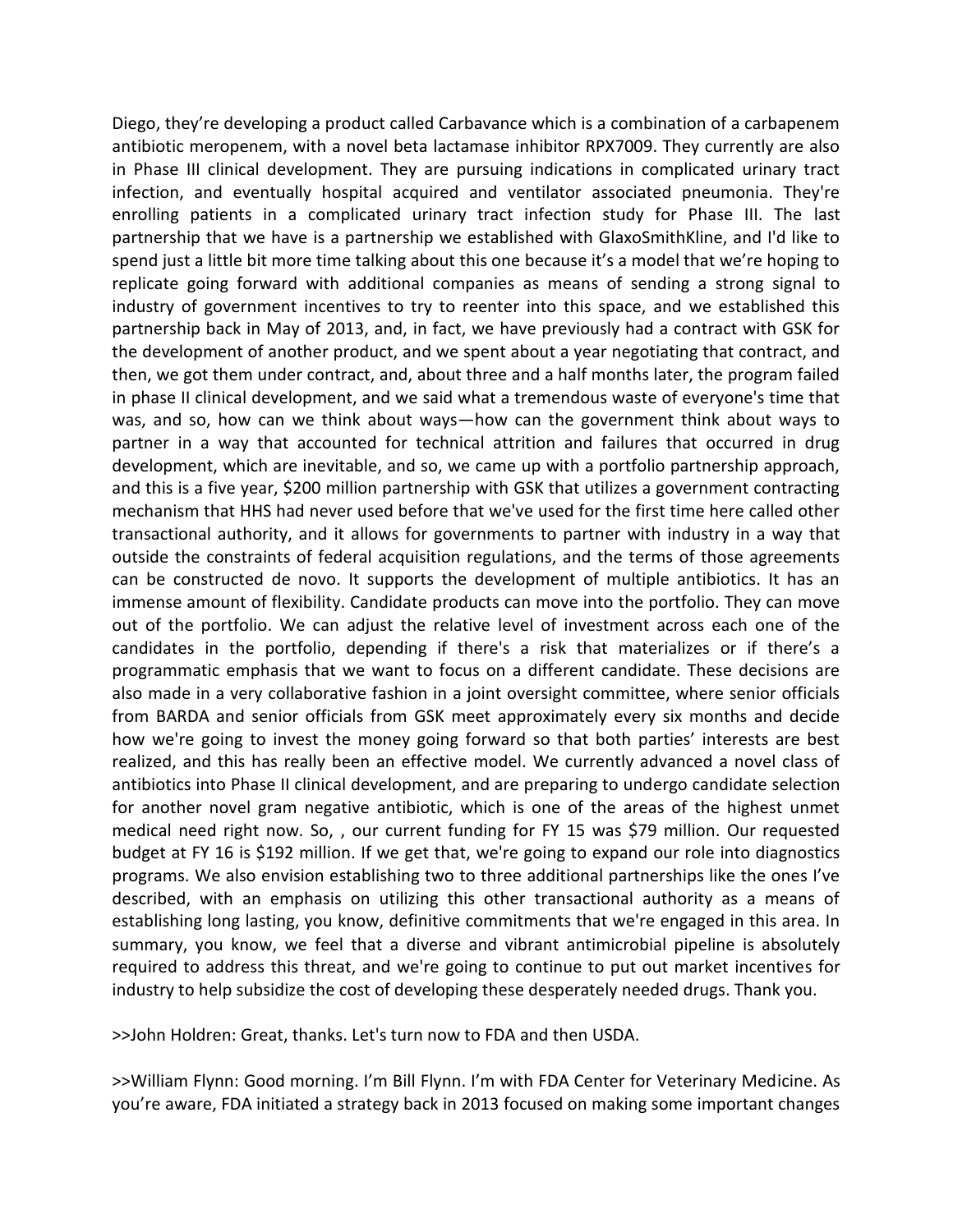Diego, they're developing a product called Carbavance which is a combination of a carbapenem antibiotic meropenem, with a novel beta lactamase inhibitor RPX7009. They currently are also in Phase III clinical development. They are pursuing indications in complicated urinary tract infection, and eventually hospital acquired and ventilator associated pneumonia. They're enrolling patients in a complicated urinary tract infection study for Phase III. The last partnership that we have is a partnership we established with GlaxoSmithKline, and I'd like to spend just a little bit more time talking about this one because it's a model that we're hoping to replicate going forward with additional companies as means of sending a strong signal to industry of government incentives to try to reenter into this space, and we established this partnership back in May of 2013, and, in fact, we have previously had a contract with GSK for the development of another product, and we spent about a year negotiating that contract, and then, we got them under contract, and, about three and a half months later, the program failed in phase II clinical development, and we said what a tremendous waste of everyone's time that was, and so, how can we think about ways—how can the government think about ways to partner in a way that accounted for technical attrition and failures that occurred in drug development, which are inevitable, and so, we came up with a portfolio partnership approach, and this is a five year, $200 million partnership with GSK that utilizes a government contracting mechanism that HHS had never used before that we've used for the first time here called other transactional authority, and it allows for governments to partner with industry in a way that outside the constraints of federal acquisition regulations, and the terms of those agreements can be constructed de novo. It supports the development of multiple antibiotics. It has an immense amount of flexibility. Candidate products can move into the portfolio. They can move out of the portfolio. We can adjust the relative level of investment across each one of the candidates in the portfolio, depending if there's a risk that materializes or if there's a programmatic emphasis that we want to focus on a different candidate. These decisions are also made in a very collaborative fashion in a joint oversight committee, where senior officials from BARDA and senior officials from GSK meet approximately every six months and decide how we're going to invest the money going forward so that both parties' interests are best realized, and this has really been an effective model. We currently advanced a novel class of antibiotics into Phase II clinical development, and are preparing to undergo candidate selection for another novel gram negative antibiotic, which is one of the areas of the highest unmet medical need right now. So, , our current funding for FY 15 was $79 million. Our requested budget at FY 16 is $192 million. If we get that, we're going to expand our role into diagnostics programs. We also envision establishing two to three additional partnerships like the ones I've described, with an emphasis on utilizing this other transactional authority as a means of establishing long lasting, you know, definitive commitments that we're engaged in this area. In summary, you know, we feel that a diverse and vibrant antimicrobial pipeline is absolutely required to address this threat, and we're going to continue to put out market incentives for industry to help subsidize the cost of developing these desperately needed drugs. Thank you.

>>John Holdren: Great, thanks. Let's turn now to FDA and then USDA.

>>William Flynn: Good morning. I'm Bill Flynn. I'm with FDA Center for Veterinary Medicine. As you're aware, FDA initiated a strategy back in 2013 focused on making some important changes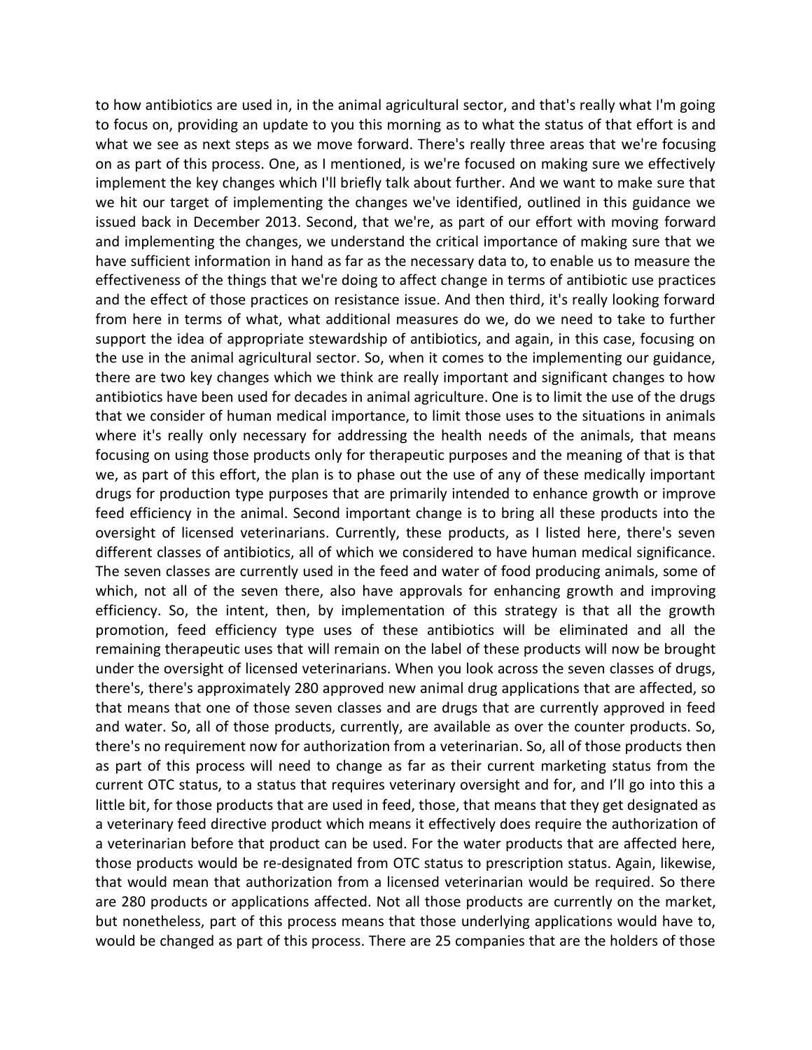to how antibiotics are used in, in the animal agricultural sector, and that's really what I'm going to focus on, providing an update to you this morning as to what the status of that effort is and what we see as next steps as we move forward. There's really three areas that we're focusing on as part of this process. One, as I mentioned, is we're focused on making sure we effectively implement the key changes which I'll briefly talk about further. And we want to make sure that we hit our target of implementing the changes we've identified, outlined in this guidance we issued back in December 2013. Second, that we're, as part of our effort with moving forward and implementing the changes, we understand the critical importance of making sure that we have sufficient information in hand as far as the necessary data to, to enable us to measure the effectiveness of the things that we're doing to affect change in terms of antibiotic use practices and the effect of those practices on resistance issue. And then third, it's really looking forward from here in terms of what, what additional measures do we, do we need to take to further support the idea of appropriate stewardship of antibiotics, and again, in this case, focusing on the use in the animal agricultural sector. So, when it comes to the implementing our guidance, there are two key changes which we think are really important and significant changes to how antibiotics have been used for decades in animal agriculture. One is to limit the use of the drugs that we consider of human medical importance, to limit those uses to the situations in animals where it's really only necessary for addressing the health needs of the animals, that means focusing on using those products only for therapeutic purposes and the meaning of that is that we, as part of this effort, the plan is to phase out the use of any of these medically important drugs for production type purposes that are primarily intended to enhance growth or improve feed efficiency in the animal. Second important change is to bring all these products into the oversight of licensed veterinarians. Currently, these products, as I listed here, there's seven different classes of antibiotics, all of which we considered to have human medical significance. The seven classes are currently used in the feed and water of food producing animals, some of which, not all of the seven there, also have approvals for enhancing growth and improving efficiency. So, the intent, then, by implementation of this strategy is that all the growth promotion, feed efficiency type uses of these antibiotics will be eliminated and all the remaining therapeutic uses that will remain on the label of these products will now be brought under the oversight of licensed veterinarians. When you look across the seven classes of drugs, there's, there's approximately 280 approved new animal drug applications that are affected, so that means that one of those seven classes and are drugs that are currently approved in feed and water. So, all of those products, currently, are available as over the counter products. So, there's no requirement now for authorization from a veterinarian. So, all of those products then as part of this process will need to change as far as their current marketing status from the current OTC status, to a status that requires veterinary oversight and for, and I'll go into this a little bit, for those products that are used in feed, those, that means that they get designated as a veterinary feed directive product which means it effectively does require the authorization of a veterinarian before that product can be used. For the water products that are affected here, those products would be re-designated from OTC status to prescription status. Again, likewise, that would mean that authorization from a licensed veterinarian would be required. So there are 280 products or applications affected. Not all those products are currently on the market, but nonetheless, part of this process means that those underlying applications would have to, would be changed as part of this process. There are 25 companies that are the holders of those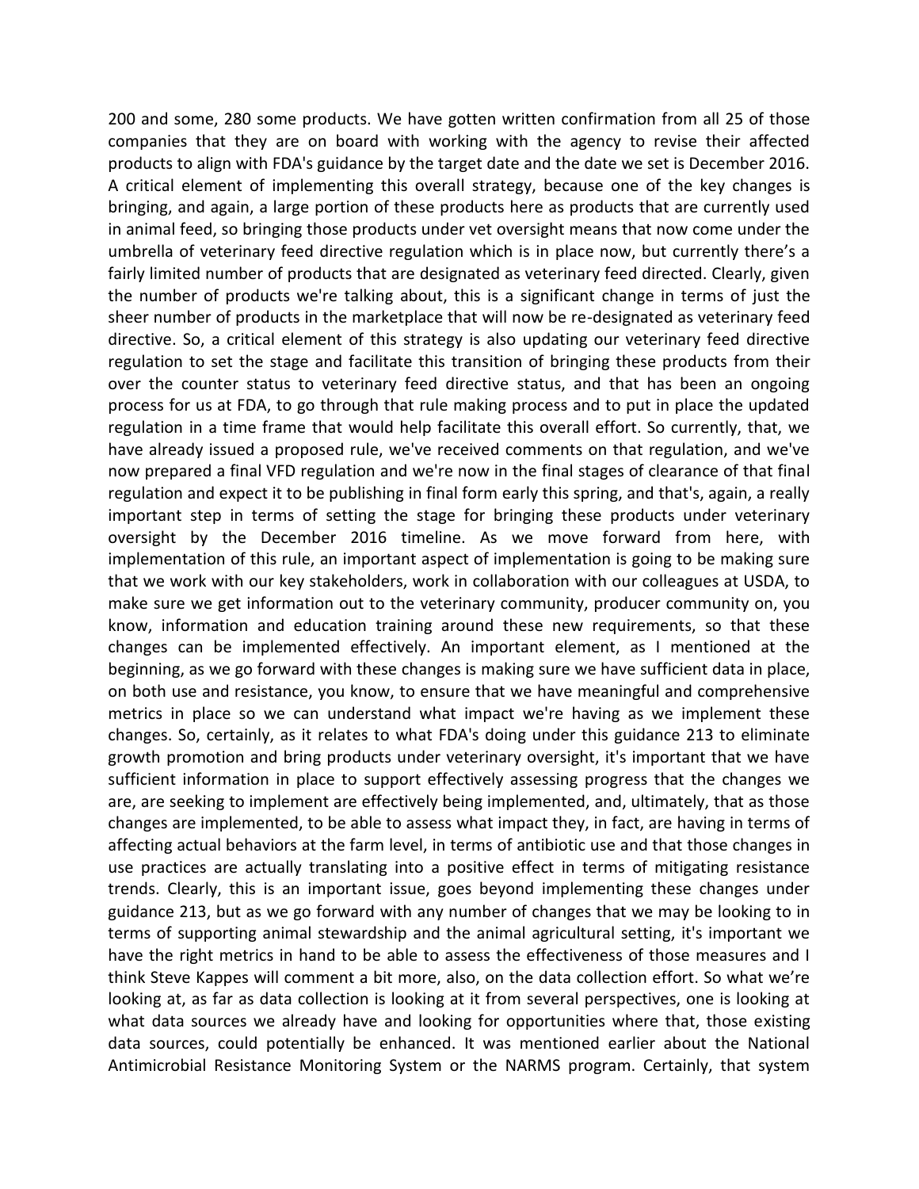200 and some, 280 some products. We have gotten written confirmation from all 25 of those companies that they are on board with working with the agency to revise their affected products to align with FDA's guidance by the target date and the date we set is December 2016. A critical element of implementing this overall strategy, because one of the key changes is bringing, and again, a large portion of these products here as products that are currently used in animal feed, so bringing those products under vet oversight means that now come under the umbrella of veterinary feed directive regulation which is in place now, but currently there's a fairly limited number of products that are designated as veterinary feed directed. Clearly, given the number of products we're talking about, this is a significant change in terms of just the sheer number of products in the marketplace that will now be re-designated as veterinary feed directive. So, a critical element of this strategy is also updating our veterinary feed directive regulation to set the stage and facilitate this transition of bringing these products from their over the counter status to veterinary feed directive status, and that has been an ongoing process for us at FDA, to go through that rule making process and to put in place the updated regulation in a time frame that would help facilitate this overall effort. So currently, that, we have already issued a proposed rule, we've received comments on that regulation, and we've now prepared a final VFD regulation and we're now in the final stages of clearance of that final regulation and expect it to be publishing in final form early this spring, and that's, again, a really important step in terms of setting the stage for bringing these products under veterinary oversight by the December 2016 timeline. As we move forward from here, with implementation of this rule, an important aspect of implementation is going to be making sure that we work with our key stakeholders, work in collaboration with our colleagues at USDA, to make sure we get information out to the veterinary community, producer community on, you know, information and education training around these new requirements, so that these changes can be implemented effectively. An important element, as I mentioned at the beginning, as we go forward with these changes is making sure we have sufficient data in place, on both use and resistance, you know, to ensure that we have meaningful and comprehensive metrics in place so we can understand what impact we're having as we implement these changes. So, certainly, as it relates to what FDA's doing under this guidance 213 to eliminate growth promotion and bring products under veterinary oversight, it's important that we have sufficient information in place to support effectively assessing progress that the changes we are, are seeking to implement are effectively being implemented, and, ultimately, that as those changes are implemented, to be able to assess what impact they, in fact, are having in terms of affecting actual behaviors at the farm level, in terms of antibiotic use and that those changes in use practices are actually translating into a positive effect in terms of mitigating resistance trends. Clearly, this is an important issue, goes beyond implementing these changes under guidance 213, but as we go forward with any number of changes that we may be looking to in terms of supporting animal stewardship and the animal agricultural setting, it's important we have the right metrics in hand to be able to assess the effectiveness of those measures and I think Steve Kappes will comment a bit more, also, on the data collection effort. So what we're looking at, as far as data collection is looking at it from several perspectives, one is looking at what data sources we already have and looking for opportunities where that, those existing data sources, could potentially be enhanced. It was mentioned earlier about the National Antimicrobial Resistance Monitoring System or the NARMS program. Certainly, that system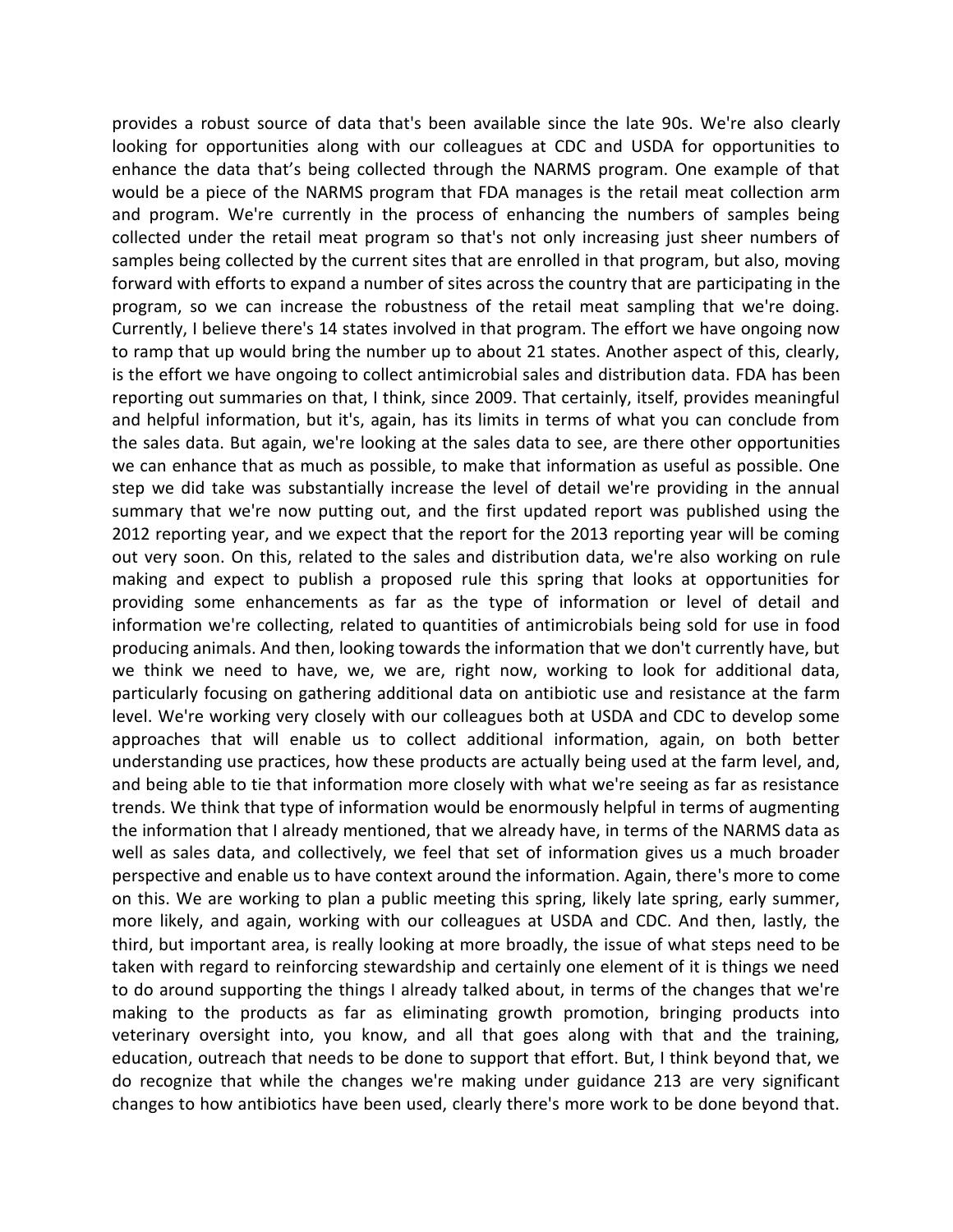provides a robust source of data that's been available since the late 90s. We're also clearly looking for opportunities along with our colleagues at CDC and USDA for opportunities to enhance the data that's being collected through the NARMS program. One example of that would be a piece of the NARMS program that FDA manages is the retail meat collection arm and program. We're currently in the process of enhancing the numbers of samples being collected under the retail meat program so that's not only increasing just sheer numbers of samples being collected by the current sites that are enrolled in that program, but also, moving forward with efforts to expand a number of sites across the country that are participating in the program, so we can increase the robustness of the retail meat sampling that we're doing. Currently, I believe there's 14 states involved in that program. The effort we have ongoing now to ramp that up would bring the number up to about 21 states. Another aspect of this, clearly, is the effort we have ongoing to collect antimicrobial sales and distribution data. FDA has been reporting out summaries on that, I think, since 2009. That certainly, itself, provides meaningful and helpful information, but it's, again, has its limits in terms of what you can conclude from the sales data. But again, we're looking at the sales data to see, are there other opportunities we can enhance that as much as possible, to make that information as useful as possible. One step we did take was substantially increase the level of detail we're providing in the annual summary that we're now putting out, and the first updated report was published using the 2012 reporting year, and we expect that the report for the 2013 reporting year will be coming out very soon. On this, related to the sales and distribution data, we're also working on rule making and expect to publish a proposed rule this spring that looks at opportunities for providing some enhancements as far as the type of information or level of detail and information we're collecting, related to quantities of antimicrobials being sold for use in food producing animals. And then, looking towards the information that we don't currently have, but we think we need to have, we, we are, right now, working to look for additional data, particularly focusing on gathering additional data on antibiotic use and resistance at the farm level. We're working very closely with our colleagues both at USDA and CDC to develop some approaches that will enable us to collect additional information, again, on both better understanding use practices, how these products are actually being used at the farm level, and, and being able to tie that information more closely with what we're seeing as far as resistance trends. We think that type of information would be enormously helpful in terms of augmenting the information that I already mentioned, that we already have, in terms of the NARMS data as well as sales data, and collectively, we feel that set of information gives us a much broader perspective and enable us to have context around the information. Again, there's more to come on this. We are working to plan a public meeting this spring, likely late spring, early summer, more likely, and again, working with our colleagues at USDA and CDC. And then, lastly, the third, but important area, is really looking at more broadly, the issue of what steps need to be taken with regard to reinforcing stewardship and certainly one element of it is things we need to do around supporting the things I already talked about, in terms of the changes that we're making to the products as far as eliminating growth promotion, bringing products into veterinary oversight into, you know, and all that goes along with that and the training, education, outreach that needs to be done to support that effort. But, I think beyond that, we do recognize that while the changes we're making under guidance 213 are very significant changes to how antibiotics have been used, clearly there's more work to be done beyond that.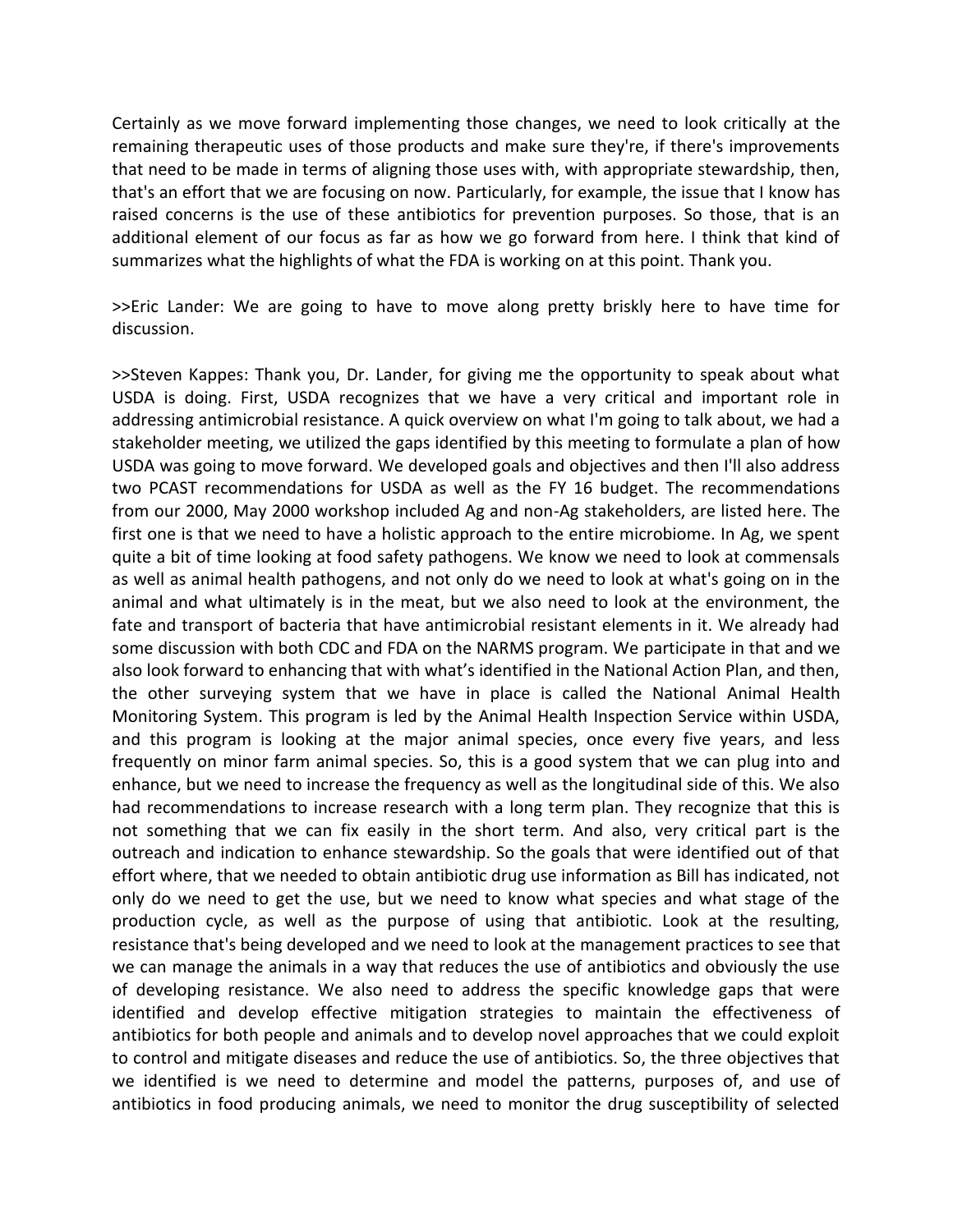Certainly as we move forward implementing those changes, we need to look critically at the remaining therapeutic uses of those products and make sure they're, if there's improvements that need to be made in terms of aligning those uses with, with appropriate stewardship, then, that's an effort that we are focusing on now. Particularly, for example, the issue that I know has raised concerns is the use of these antibiotics for prevention purposes. So those, that is an additional element of our focus as far as how we go forward from here. I think that kind of summarizes what the highlights of what the FDA is working on at this point. Thank you.

>>Eric Lander: We are going to have to move along pretty briskly here to have time for discussion.

>>Steven Kappes: Thank you, Dr. Lander, for giving me the opportunity to speak about what USDA is doing. First, USDA recognizes that we have a very critical and important role in addressing antimicrobial resistance. A quick overview on what I'm going to talk about, we had a stakeholder meeting, we utilized the gaps identified by this meeting to formulate a plan of how USDA was going to move forward. We developed goals and objectives and then I'll also address two PCAST recommendations for USDA as well as the FY 16 budget. The recommendations from our 2000, May 2000 workshop included Ag and non-Ag stakeholders, are listed here. The first one is that we need to have a holistic approach to the entire microbiome. In Ag, we spent quite a bit of time looking at food safety pathogens. We know we need to look at commensals as well as animal health pathogens, and not only do we need to look at what's going on in the animal and what ultimately is in the meat, but we also need to look at the environment, the fate and transport of bacteria that have antimicrobial resistant elements in it. We already had some discussion with both CDC and FDA on the NARMS program. We participate in that and we also look forward to enhancing that with what's identified in the National Action Plan, and then, the other surveying system that we have in place is called the National Animal Health Monitoring System. This program is led by the Animal Health Inspection Service within USDA, and this program is looking at the major animal species, once every five years, and less frequently on minor farm animal species. So, this is a good system that we can plug into and enhance, but we need to increase the frequency as well as the longitudinal side of this. We also had recommendations to increase research with a long term plan. They recognize that this is not something that we can fix easily in the short term. And also, very critical part is the outreach and indication to enhance stewardship. So the goals that were identified out of that effort where, that we needed to obtain antibiotic drug use information as Bill has indicated, not only do we need to get the use, but we need to know what species and what stage of the production cycle, as well as the purpose of using that antibiotic. Look at the resulting, resistance that's being developed and we need to look at the management practices to see that we can manage the animals in a way that reduces the use of antibiotics and obviously the use of developing resistance. We also need to address the specific knowledge gaps that were identified and develop effective mitigation strategies to maintain the effectiveness of antibiotics for both people and animals and to develop novel approaches that we could exploit to control and mitigate diseases and reduce the use of antibiotics. So, the three objectives that we identified is we need to determine and model the patterns, purposes of, and use of antibiotics in food producing animals, we need to monitor the drug susceptibility of selected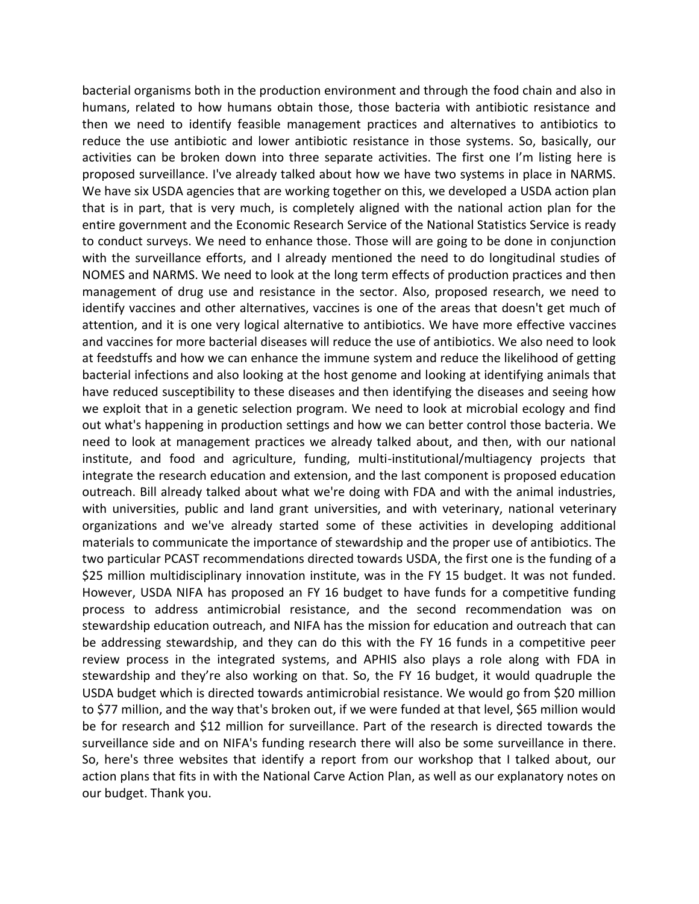bacterial organisms both in the production environment and through the food chain and also in humans, related to how humans obtain those, those bacteria with antibiotic resistance and then we need to identify feasible management practices and alternatives to antibiotics to reduce the use antibiotic and lower antibiotic resistance in those systems. So, basically, our activities can be broken down into three separate activities. The first one I'm listing here is proposed surveillance. I've already talked about how we have two systems in place in NARMS. We have six USDA agencies that are working together on this, we developed a USDA action plan that is in part, that is very much, is completely aligned with the national action plan for the entire government and the Economic Research Service of the National Statistics Service is ready to conduct surveys. We need to enhance those. Those will are going to be done in conjunction with the surveillance efforts, and I already mentioned the need to do longitudinal studies of NOMES and NARMS. We need to look at the long term effects of production practices and then management of drug use and resistance in the sector. Also, proposed research, we need to identify vaccines and other alternatives, vaccines is one of the areas that doesn't get much of attention, and it is one very logical alternative to antibiotics. We have more effective vaccines and vaccines for more bacterial diseases will reduce the use of antibiotics. We also need to look at feedstuffs and how we can enhance the immune system and reduce the likelihood of getting bacterial infections and also looking at the host genome and looking at identifying animals that have reduced susceptibility to these diseases and then identifying the diseases and seeing how we exploit that in a genetic selection program. We need to look at microbial ecology and find out what's happening in production settings and how we can better control those bacteria. We need to look at management practices we already talked about, and then, with our national institute, and food and agriculture, funding, multi-institutional/multiagency projects that integrate the research education and extension, and the last component is proposed education outreach. Bill already talked about what we're doing with FDA and with the animal industries, with universities, public and land grant universities, and with veterinary, national veterinary organizations and we've already started some of these activities in developing additional materials to communicate the importance of stewardship and the proper use of antibiotics. The two particular PCAST recommendations directed towards USDA, the first one is the funding of a $25 million multidisciplinary innovation institute, was in the FY 15 budget. It was not funded. However, USDA NIFA has proposed an FY 16 budget to have funds for a competitive funding process to address antimicrobial resistance, and the second recommendation was on stewardship education outreach, and NIFA has the mission for education and outreach that can be addressing stewardship, and they can do this with the FY 16 funds in a competitive peer review process in the integrated systems, and APHIS also plays a role along with FDA in stewardship and they're also working on that. So, the FY 16 budget, it would quadruple the USDA budget which is directed towards antimicrobial resistance. We would go from $20 million to $77 million, and the way that's broken out, if we were funded at that level, $65 million would be for research and $12 million for surveillance. Part of the research is directed towards the surveillance side and on NIFA's funding research there will also be some surveillance in there. So, here's three websites that identify a report from our workshop that I talked about, our action plans that fits in with the National Carve Action Plan, as well as our explanatory notes on our budget. Thank you.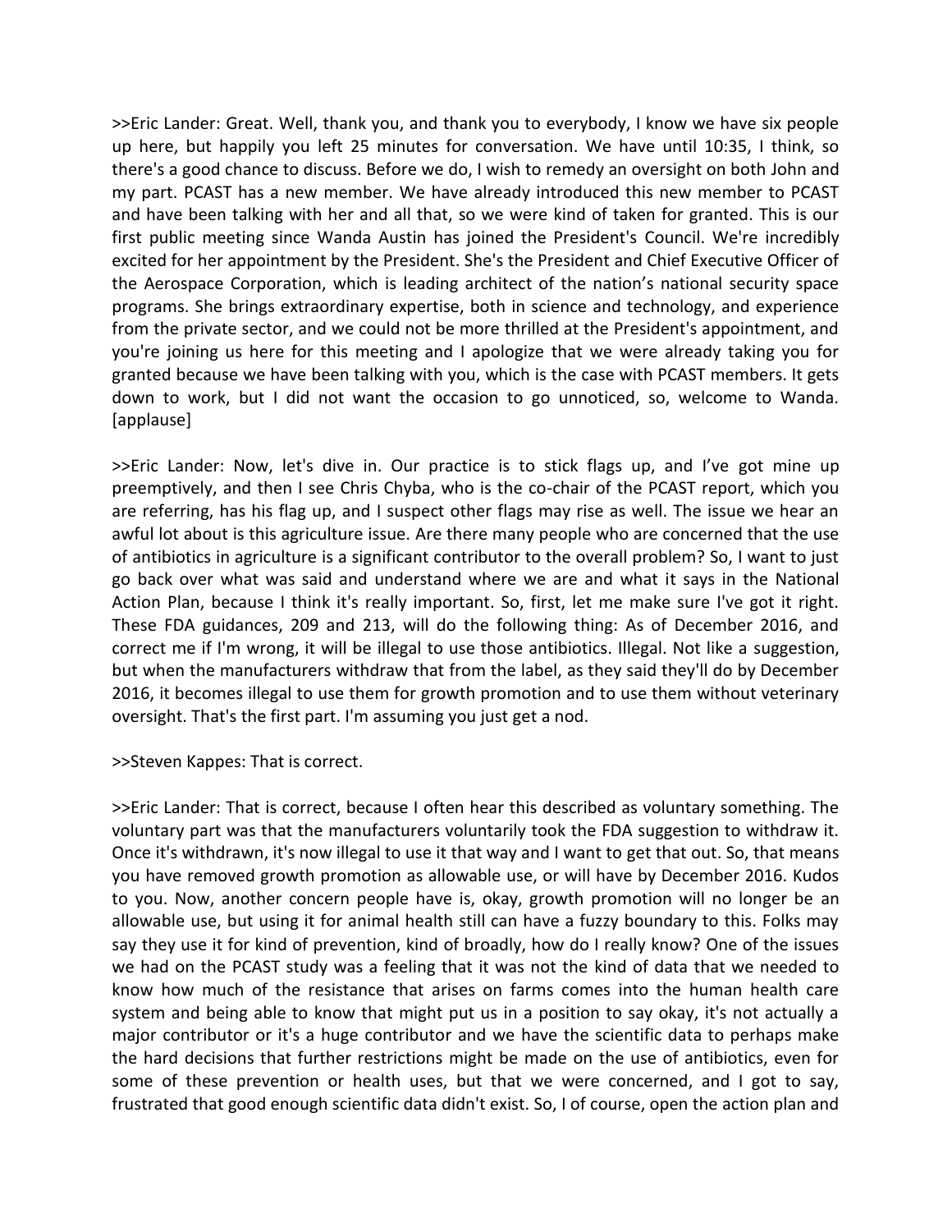>>Eric Lander: Great. Well, thank you, and thank you to everybody, I know we have six people up here, but happily you left 25 minutes for conversation. We have until 10:35, I think, so there's a good chance to discuss. Before we do, I wish to remedy an oversight on both John and my part. PCAST has a new member. We have already introduced this new member to PCAST and have been talking with her and all that, so we were kind of taken for granted. This is our first public meeting since Wanda Austin has joined the President's Council. We're incredibly excited for her appointment by the President. She's the President and Chief Executive Officer of the Aerospace Corporation, which is leading architect of the nation's national security space programs. She brings extraordinary expertise, both in science and technology, and experience from the private sector, and we could not be more thrilled at the President's appointment, and you're joining us here for this meeting and I apologize that we were already taking you for granted because we have been talking with you, which is the case with PCAST members. It gets down to work, but I did not want the occasion to go unnoticed, so, welcome to Wanda. [applause]

>>Eric Lander: Now, let's dive in. Our practice is to stick flags up, and I've got mine up preemptively, and then I see Chris Chyba, who is the co-chair of the PCAST report, which you are referring, has his flag up, and I suspect other flags may rise as well. The issue we hear an awful lot about is this agriculture issue. Are there many people who are concerned that the use of antibiotics in agriculture is a significant contributor to the overall problem? So, I want to just go back over what was said and understand where we are and what it says in the National Action Plan, because I think it's really important. So, first, let me make sure I've got it right. These FDA guidances, 209 and 213, will do the following thing: As of December 2016, and correct me if I'm wrong, it will be illegal to use those antibiotics. Illegal. Not like a suggestion, but when the manufacturers withdraw that from the label, as they said they'll do by December 2016, it becomes illegal to use them for growth promotion and to use them without veterinary oversight. That's the first part. I'm assuming you just get a nod.

>>Steven Kappes: That is correct.

>>Eric Lander: That is correct, because I often hear this described as voluntary something. The voluntary part was that the manufacturers voluntarily took the FDA suggestion to withdraw it. Once it's withdrawn, it's now illegal to use it that way and I want to get that out. So, that means you have removed growth promotion as allowable use, or will have by December 2016. Kudos to you. Now, another concern people have is, okay, growth promotion will no longer be an allowable use, but using it for animal health still can have a fuzzy boundary to this. Folks may say they use it for kind of prevention, kind of broadly, how do I really know? One of the issues we had on the PCAST study was a feeling that it was not the kind of data that we needed to know how much of the resistance that arises on farms comes into the human health care system and being able to know that might put us in a position to say okay, it's not actually a major contributor or it's a huge contributor and we have the scientific data to perhaps make the hard decisions that further restrictions might be made on the use of antibiotics, even for some of these prevention or health uses, but that we were concerned, and I got to say, frustrated that good enough scientific data didn't exist. So, I of course, open the action plan and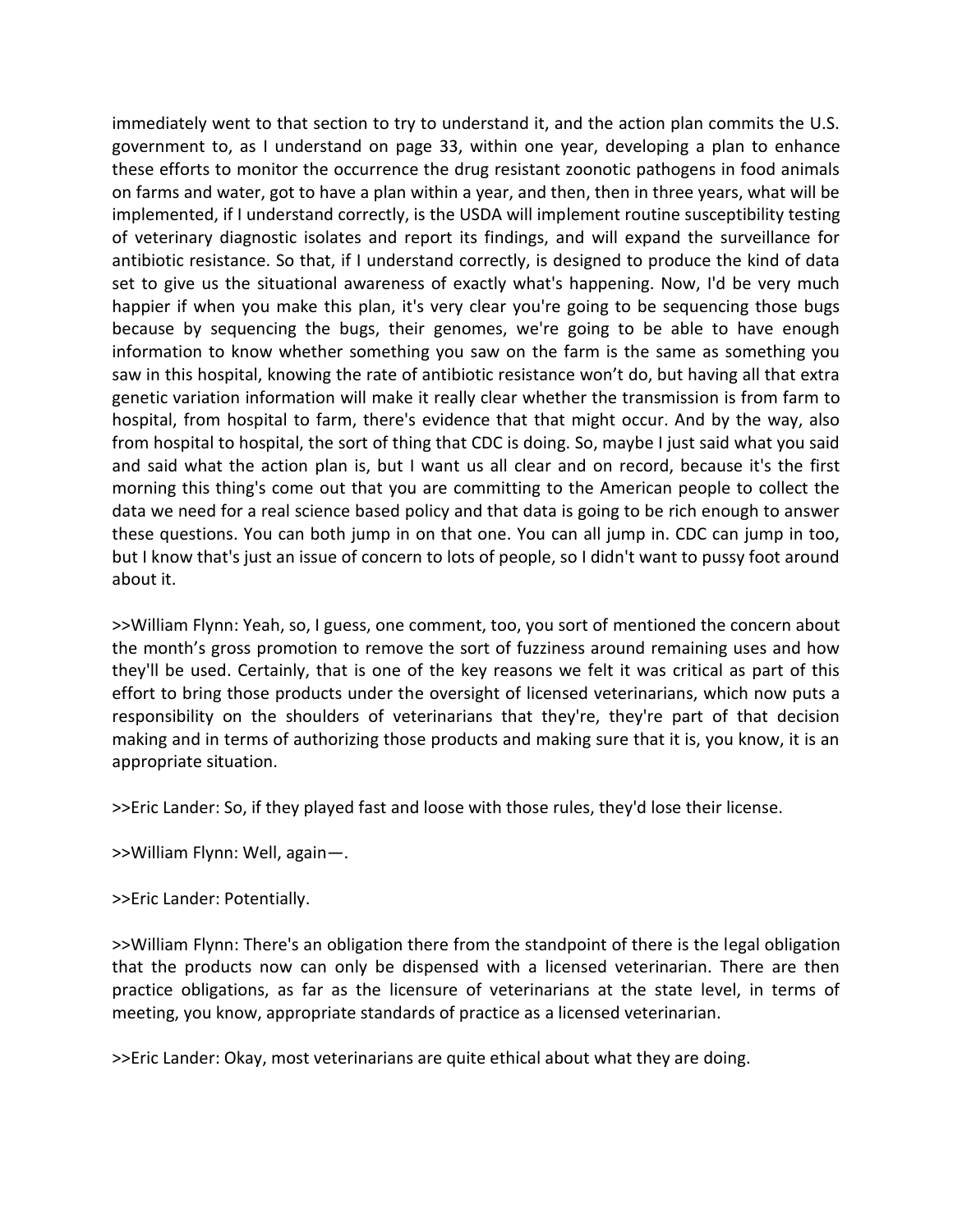immediately went to that section to try to understand it, and the action plan commits the U.S. government to, as I understand on page 33, within one year, developing a plan to enhance these efforts to monitor the occurrence the drug resistant zoonotic pathogens in food animals on farms and water, got to have a plan within a year, and then, then in three years, what will be implemented, if I understand correctly, is the USDA will implement routine susceptibility testing of veterinary diagnostic isolates and report its findings, and will expand the surveillance for antibiotic resistance. So that, if I understand correctly, is designed to produce the kind of data set to give us the situational awareness of exactly what's happening. Now, I'd be very much happier if when you make this plan, it's very clear you're going to be sequencing those bugs because by sequencing the bugs, their genomes, we're going to be able to have enough information to know whether something you saw on the farm is the same as something you saw in this hospital, knowing the rate of antibiotic resistance won't do, but having all that extra genetic variation information will make it really clear whether the transmission is from farm to hospital, from hospital to farm, there's evidence that that might occur. And by the way, also from hospital to hospital, the sort of thing that CDC is doing. So, maybe I just said what you said and said what the action plan is, but I want us all clear and on record, because it's the first morning this thing's come out that you are committing to the American people to collect the data we need for a real science based policy and that data is going to be rich enough to answer these questions. You can both jump in on that one. You can all jump in. CDC can jump in too, but I know that's just an issue of concern to lots of people, so I didn't want to pussy foot around about it.

>>William Flynn: Yeah, so, I guess, one comment, too, you sort of mentioned the concern about the month's gross promotion to remove the sort of fuzziness around remaining uses and how they'll be used. Certainly, that is one of the key reasons we felt it was critical as part of this effort to bring those products under the oversight of licensed veterinarians, which now puts a responsibility on the shoulders of veterinarians that they're, they're part of that decision making and in terms of authorizing those products and making sure that it is, you know, it is an appropriate situation.

>>Eric Lander: So, if they played fast and loose with those rules, they'd lose their license.

>>William Flynn: Well, again—.

>>Eric Lander: Potentially.

>>William Flynn: There's an obligation there from the standpoint of there is the legal obligation that the products now can only be dispensed with a licensed veterinarian. There are then practice obligations, as far as the licensure of veterinarians at the state level, in terms of meeting, you know, appropriate standards of practice as a licensed veterinarian.

>>Eric Lander: Okay, most veterinarians are quite ethical about what they are doing.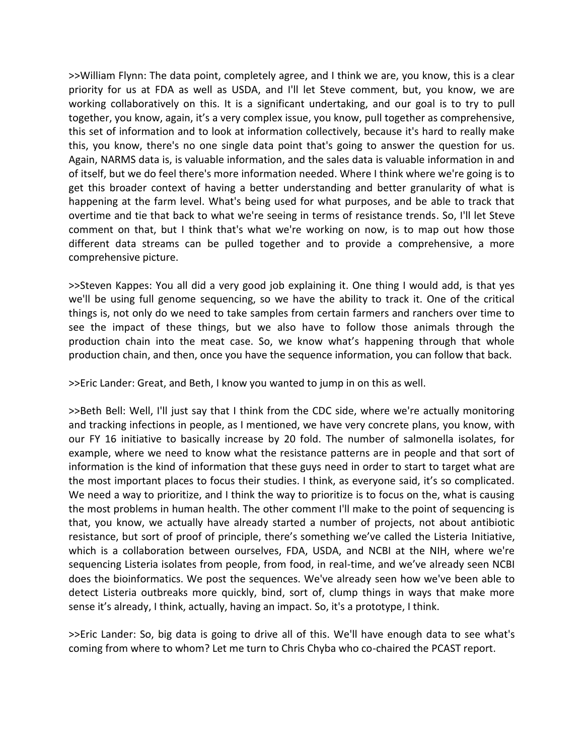>>William Flynn: The data point, completely agree, and I think we are, you know, this is a clear priority for us at FDA as well as USDA, and I'll let Steve comment, but, you know, we are working collaboratively on this. It is a significant undertaking, and our goal is to try to pull together, you know, again, it's a very complex issue, you know, pull together as comprehensive, this set of information and to look at information collectively, because it's hard to really make this, you know, there's no one single data point that's going to answer the question for us. Again, NARMS data is, is valuable information, and the sales data is valuable information in and of itself, but we do feel there's more information needed. Where I think where we're going is to get this broader context of having a better understanding and better granularity of what is happening at the farm level. What's being used for what purposes, and be able to track that overtime and tie that back to what we're seeing in terms of resistance trends. So, I'll let Steve comment on that, but I think that's what we're working on now, is to map out how those different data streams can be pulled together and to provide a comprehensive, a more comprehensive picture.

>>Steven Kappes: You all did a very good job explaining it. One thing I would add, is that yes we'll be using full genome sequencing, so we have the ability to track it. One of the critical things is, not only do we need to take samples from certain farmers and ranchers over time to see the impact of these things, but we also have to follow those animals through the production chain into the meat case. So, we know what's happening through that whole production chain, and then, once you have the sequence information, you can follow that back.

>>Eric Lander: Great, and Beth, I know you wanted to jump in on this as well.

>>Beth Bell: Well, I'll just say that I think from the CDC side, where we're actually monitoring and tracking infections in people, as I mentioned, we have very concrete plans, you know, with our FY 16 initiative to basically increase by 20 fold. The number of salmonella isolates, for example, where we need to know what the resistance patterns are in people and that sort of information is the kind of information that these guys need in order to start to target what are the most important places to focus their studies. I think, as everyone said, it's so complicated. We need a way to prioritize, and I think the way to prioritize is to focus on the, what is causing the most problems in human health. The other comment I'll make to the point of sequencing is that, you know, we actually have already started a number of projects, not about antibiotic resistance, but sort of proof of principle, there's something we've called the Listeria Initiative, which is a collaboration between ourselves, FDA, USDA, and NCBI at the NIH, where we're sequencing Listeria isolates from people, from food, in real-time, and we've already seen NCBI does the bioinformatics. We post the sequences. We've already seen how we've been able to detect Listeria outbreaks more quickly, bind, sort of, clump things in ways that make more sense it's already, I think, actually, having an impact. So, it's a prototype, I think.

>>Eric Lander: So, big data is going to drive all of this. We'll have enough data to see what's coming from where to whom? Let me turn to Chris Chyba who co-chaired the PCAST report.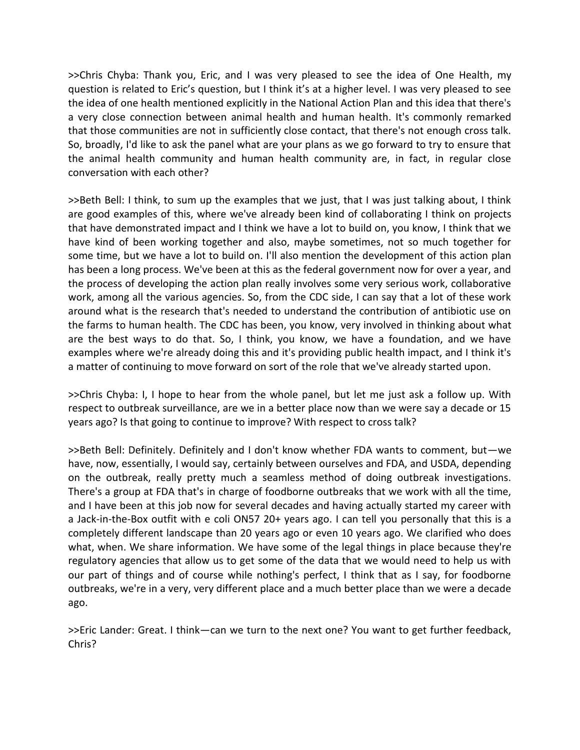>>Chris Chyba: Thank you, Eric, and I was very pleased to see the idea of One Health, my question is related to Eric's question, but I think it's at a higher level. I was very pleased to see the idea of one health mentioned explicitly in the National Action Plan and this idea that there's a very close connection between animal health and human health. It's commonly remarked that those communities are not in sufficiently close contact, that there's not enough cross talk. So, broadly, I'd like to ask the panel what are your plans as we go forward to try to ensure that the animal health community and human health community are, in fact, in regular close conversation with each other?

>>Beth Bell: I think, to sum up the examples that we just, that I was just talking about, I think are good examples of this, where we've already been kind of collaborating I think on projects that have demonstrated impact and I think we have a lot to build on, you know, I think that we have kind of been working together and also, maybe sometimes, not so much together for some time, but we have a lot to build on. I'll also mention the development of this action plan has been a long process. We've been at this as the federal government now for over a year, and the process of developing the action plan really involves some very serious work, collaborative work, among all the various agencies. So, from the CDC side, I can say that a lot of these work around what is the research that's needed to understand the contribution of antibiotic use on the farms to human health. The CDC has been, you know, very involved in thinking about what are the best ways to do that. So, I think, you know, we have a foundation, and we have examples where we're already doing this and it's providing public health impact, and I think it's a matter of continuing to move forward on sort of the role that we've already started upon.

>>Chris Chyba: I, I hope to hear from the whole panel, but let me just ask a follow up. With respect to outbreak surveillance, are we in a better place now than we were say a decade or 15 years ago? Is that going to continue to improve? With respect to cross talk?

>>Beth Bell: Definitely. Definitely and I don't know whether FDA wants to comment, but—we have, now, essentially, I would say, certainly between ourselves and FDA, and USDA, depending on the outbreak, really pretty much a seamless method of doing outbreak investigations. There's a group at FDA that's in charge of foodborne outbreaks that we work with all the time, and I have been at this job now for several decades and having actually started my career with a Jack-in-the-Box outfit with e coli ON57 20+ years ago. I can tell you personally that this is a completely different landscape than 20 years ago or even 10 years ago. We clarified who does what, when. We share information. We have some of the legal things in place because they're regulatory agencies that allow us to get some of the data that we would need to help us with our part of things and of course while nothing's perfect, I think that as I say, for foodborne outbreaks, we're in a very, very different place and a much better place than we were a decade ago.

>>Eric Lander: Great. I think—can we turn to the next one? You want to get further feedback, Chris?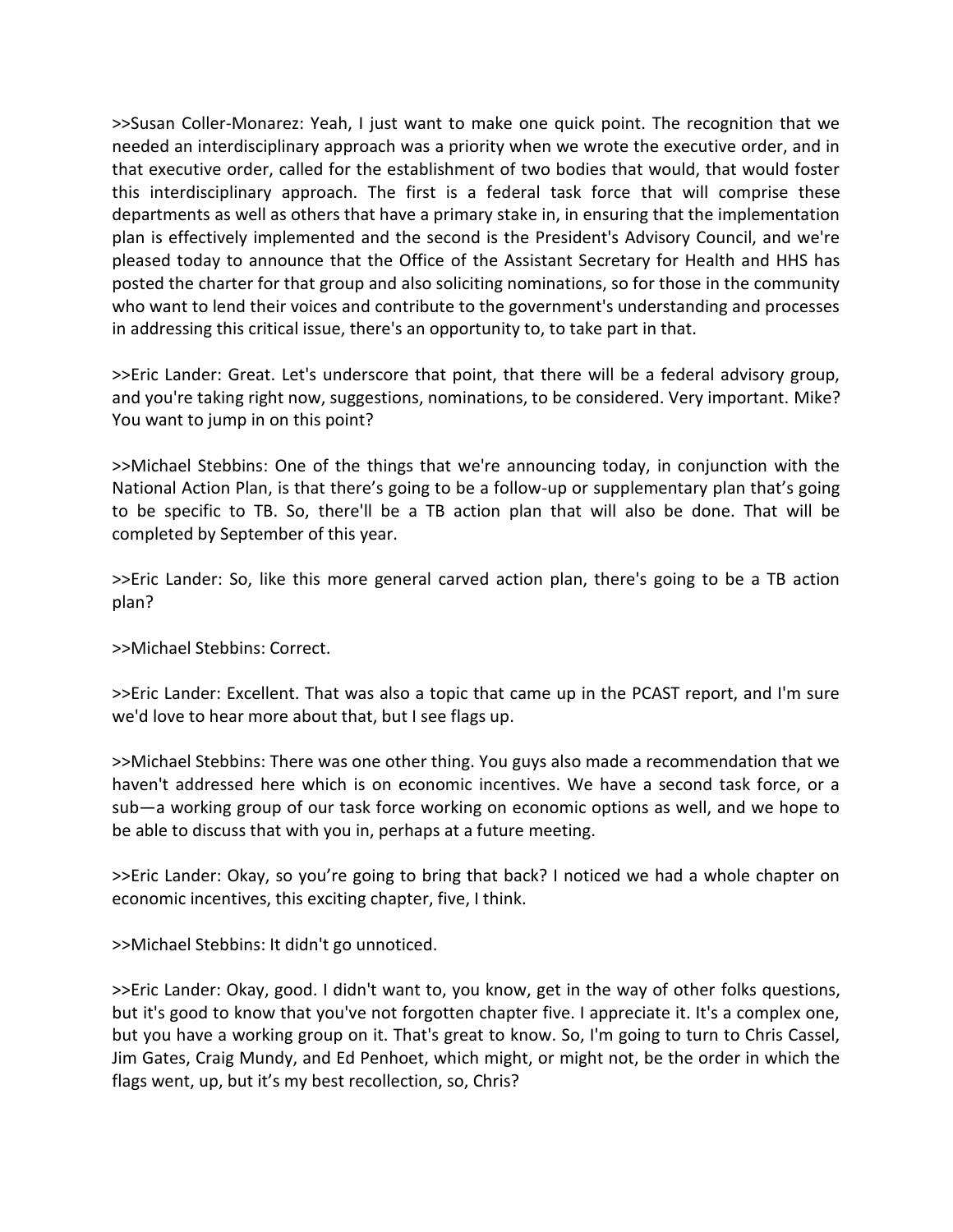>>Susan Coller-Monarez: Yeah, I just want to make one quick point. The recognition that we needed an interdisciplinary approach was a priority when we wrote the executive order, and in that executive order, called for the establishment of two bodies that would, that would foster this interdisciplinary approach. The first is a federal task force that will comprise these departments as well as others that have a primary stake in, in ensuring that the implementation plan is effectively implemented and the second is the President's Advisory Council, and we're pleased today to announce that the Office of the Assistant Secretary for Health and HHS has posted the charter for that group and also soliciting nominations, so for those in the community who want to lend their voices and contribute to the government's understanding and processes in addressing this critical issue, there's an opportunity to, to take part in that.

>>Eric Lander: Great. Let's underscore that point, that there will be a federal advisory group, and you're taking right now, suggestions, nominations, to be considered. Very important. Mike? You want to jump in on this point?

>>Michael Stebbins: One of the things that we're announcing today, in conjunction with the National Action Plan, is that there's going to be a follow-up or supplementary plan that's going to be specific to TB. So, there'll be a TB action plan that will also be done. That will be completed by September of this year.

>>Eric Lander: So, like this more general carved action plan, there's going to be a TB action plan?

>>Michael Stebbins: Correct.

>>Eric Lander: Excellent. That was also a topic that came up in the PCAST report, and I'm sure we'd love to hear more about that, but I see flags up.

>>Michael Stebbins: There was one other thing. You guys also made a recommendation that we haven't addressed here which is on economic incentives. We have a second task force, or a sub—a working group of our task force working on economic options as well, and we hope to be able to discuss that with you in, perhaps at a future meeting.

>>Eric Lander: Okay, so you're going to bring that back? I noticed we had a whole chapter on economic incentives, this exciting chapter, five, I think.

>>Michael Stebbins: It didn't go unnoticed.

>>Eric Lander: Okay, good. I didn't want to, you know, get in the way of other folks questions, but it's good to know that you've not forgotten chapter five. I appreciate it. It's a complex one, but you have a working group on it. That's great to know. So, I'm going to turn to Chris Cassel, Jim Gates, Craig Mundy, and Ed Penhoet, which might, or might not, be the order in which the flags went, up, but it's my best recollection, so, Chris?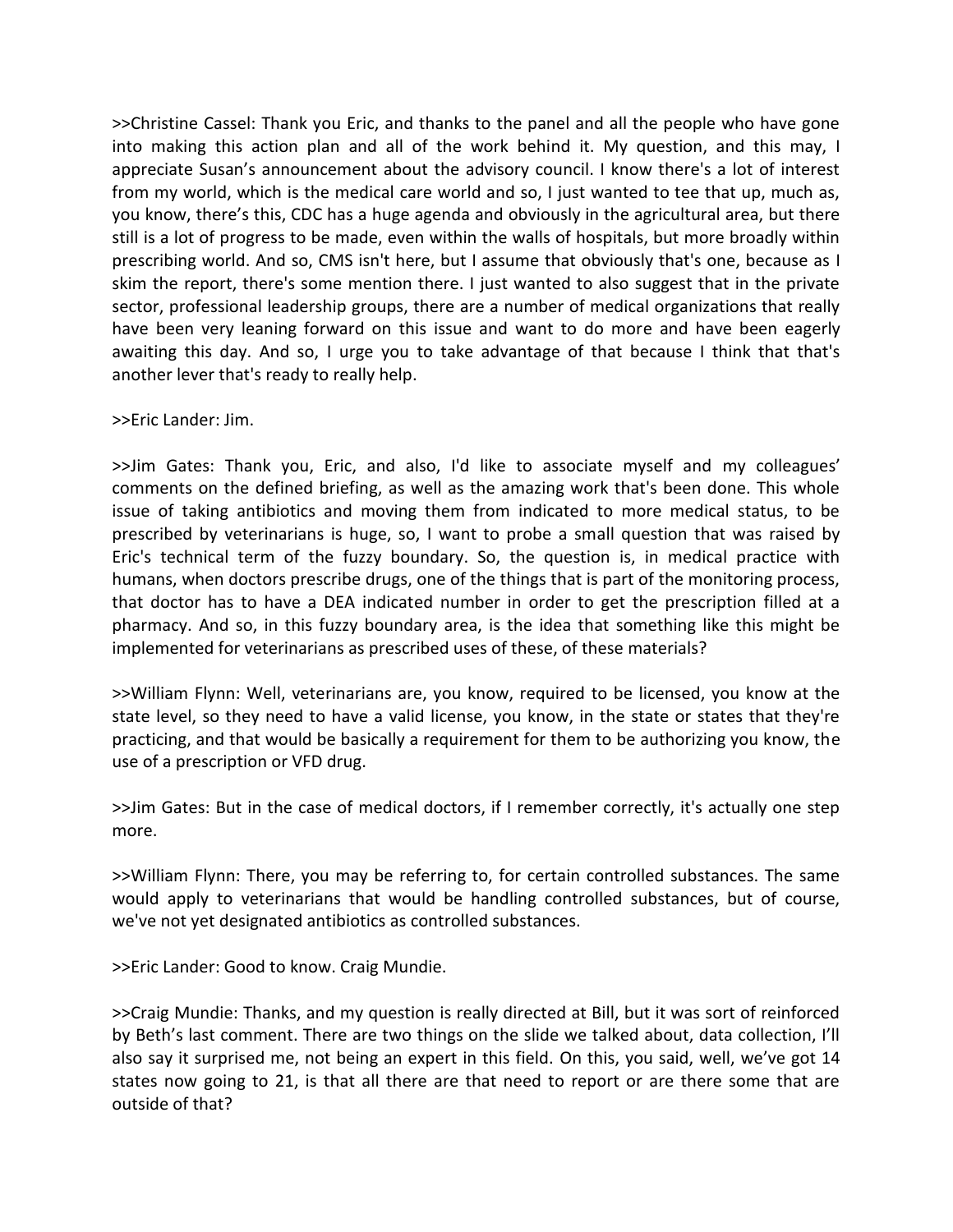>>Christine Cassel: Thank you Eric, and thanks to the panel and all the people who have gone into making this action plan and all of the work behind it. My question, and this may, I appreciate Susan's announcement about the advisory council. I know there's a lot of interest from my world, which is the medical care world and so, I just wanted to tee that up, much as, you know, there's this, CDC has a huge agenda and obviously in the agricultural area, but there still is a lot of progress to be made, even within the walls of hospitals, but more broadly within prescribing world. And so, CMS isn't here, but I assume that obviously that's one, because as I skim the report, there's some mention there. I just wanted to also suggest that in the private sector, professional leadership groups, there are a number of medical organizations that really have been very leaning forward on this issue and want to do more and have been eagerly awaiting this day. And so, I urge you to take advantage of that because I think that that's another lever that's ready to really help.

>>Eric Lander: Jim.

>>Jim Gates: Thank you, Eric, and also, I'd like to associate myself and my colleagues' comments on the defined briefing, as well as the amazing work that's been done. This whole issue of taking antibiotics and moving them from indicated to more medical status, to be prescribed by veterinarians is huge, so, I want to probe a small question that was raised by Eric's technical term of the fuzzy boundary. So, the question is, in medical practice with humans, when doctors prescribe drugs, one of the things that is part of the monitoring process, that doctor has to have a DEA indicated number in order to get the prescription filled at a pharmacy. And so, in this fuzzy boundary area, is the idea that something like this might be implemented for veterinarians as prescribed uses of these, of these materials?

>>William Flynn: Well, veterinarians are, you know, required to be licensed, you know at the state level, so they need to have a valid license, you know, in the state or states that they're practicing, and that would be basically a requirement for them to be authorizing you know, the use of a prescription or VFD drug.

>>Jim Gates: But in the case of medical doctors, if I remember correctly, it's actually one step more.

>>William Flynn: There, you may be referring to, for certain controlled substances. The same would apply to veterinarians that would be handling controlled substances, but of course, we've not yet designated antibiotics as controlled substances.

>>Eric Lander: Good to know. Craig Mundie.

>>Craig Mundie: Thanks, and my question is really directed at Bill, but it was sort of reinforced by Beth's last comment. There are two things on the slide we talked about, data collection, I'll also say it surprised me, not being an expert in this field. On this, you said, well, we've got 14 states now going to 21, is that all there are that need to report or are there some that are outside of that?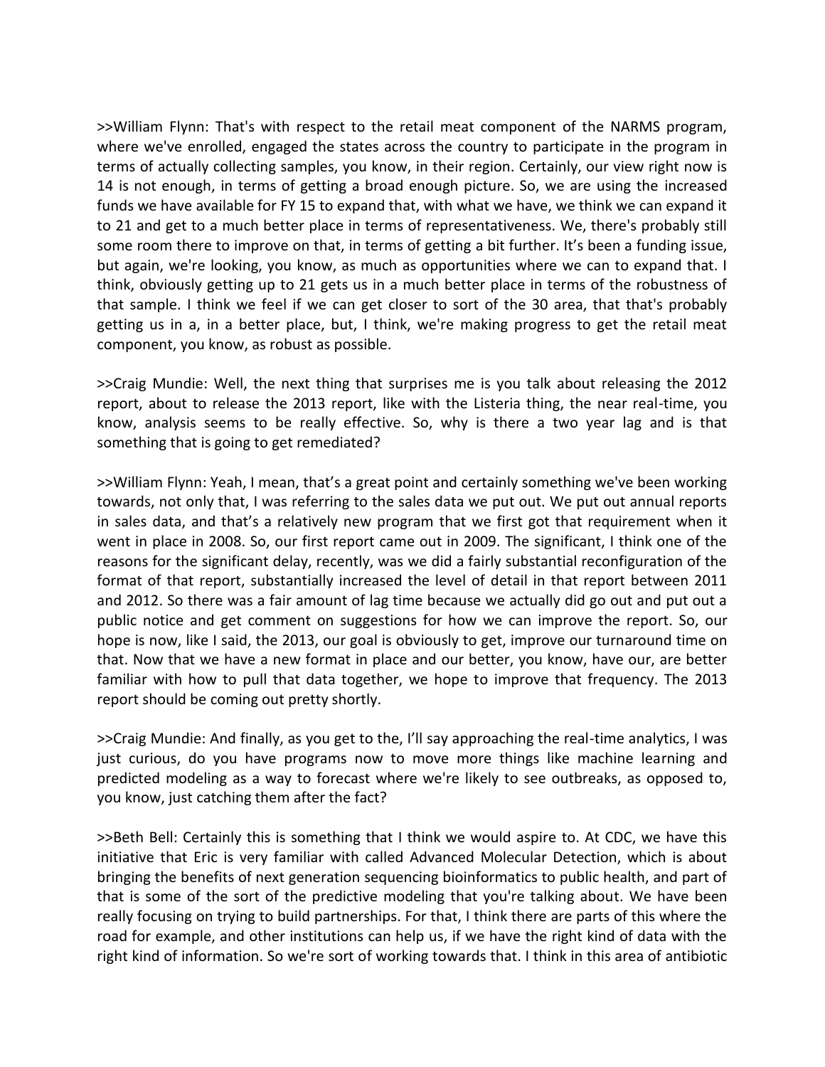>>William Flynn: That's with respect to the retail meat component of the NARMS program, where we've enrolled, engaged the states across the country to participate in the program in terms of actually collecting samples, you know, in their region. Certainly, our view right now is 14 is not enough, in terms of getting a broad enough picture. So, we are using the increased funds we have available for FY 15 to expand that, with what we have, we think we can expand it to 21 and get to a much better place in terms of representativeness. We, there's probably still some room there to improve on that, in terms of getting a bit further. It's been a funding issue, but again, we're looking, you know, as much as opportunities where we can to expand that. I think, obviously getting up to 21 gets us in a much better place in terms of the robustness of that sample. I think we feel if we can get closer to sort of the 30 area, that that's probably getting us in a, in a better place, but, I think, we're making progress to get the retail meat component, you know, as robust as possible.

>>Craig Mundie: Well, the next thing that surprises me is you talk about releasing the 2012 report, about to release the 2013 report, like with the Listeria thing, the near real-time, you know, analysis seems to be really effective. So, why is there a two year lag and is that something that is going to get remediated?

>>William Flynn: Yeah, I mean, that's a great point and certainly something we've been working towards, not only that, I was referring to the sales data we put out. We put out annual reports in sales data, and that's a relatively new program that we first got that requirement when it went in place in 2008. So, our first report came out in 2009. The significant, I think one of the reasons for the significant delay, recently, was we did a fairly substantial reconfiguration of the format of that report, substantially increased the level of detail in that report between 2011 and 2012. So there was a fair amount of lag time because we actually did go out and put out a public notice and get comment on suggestions for how we can improve the report. So, our hope is now, like I said, the 2013, our goal is obviously to get, improve our turnaround time on that. Now that we have a new format in place and our better, you know, have our, are better familiar with how to pull that data together, we hope to improve that frequency. The 2013 report should be coming out pretty shortly.

>>Craig Mundie: And finally, as you get to the, I'll say approaching the real-time analytics, I was just curious, do you have programs now to move more things like machine learning and predicted modeling as a way to forecast where we're likely to see outbreaks, as opposed to, you know, just catching them after the fact?

>>Beth Bell: Certainly this is something that I think we would aspire to. At CDC, we have this initiative that Eric is very familiar with called Advanced Molecular Detection, which is about bringing the benefits of next generation sequencing bioinformatics to public health, and part of that is some of the sort of the predictive modeling that you're talking about. We have been really focusing on trying to build partnerships. For that, I think there are parts of this where the road for example, and other institutions can help us, if we have the right kind of data with the right kind of information. So we're sort of working towards that. I think in this area of antibiotic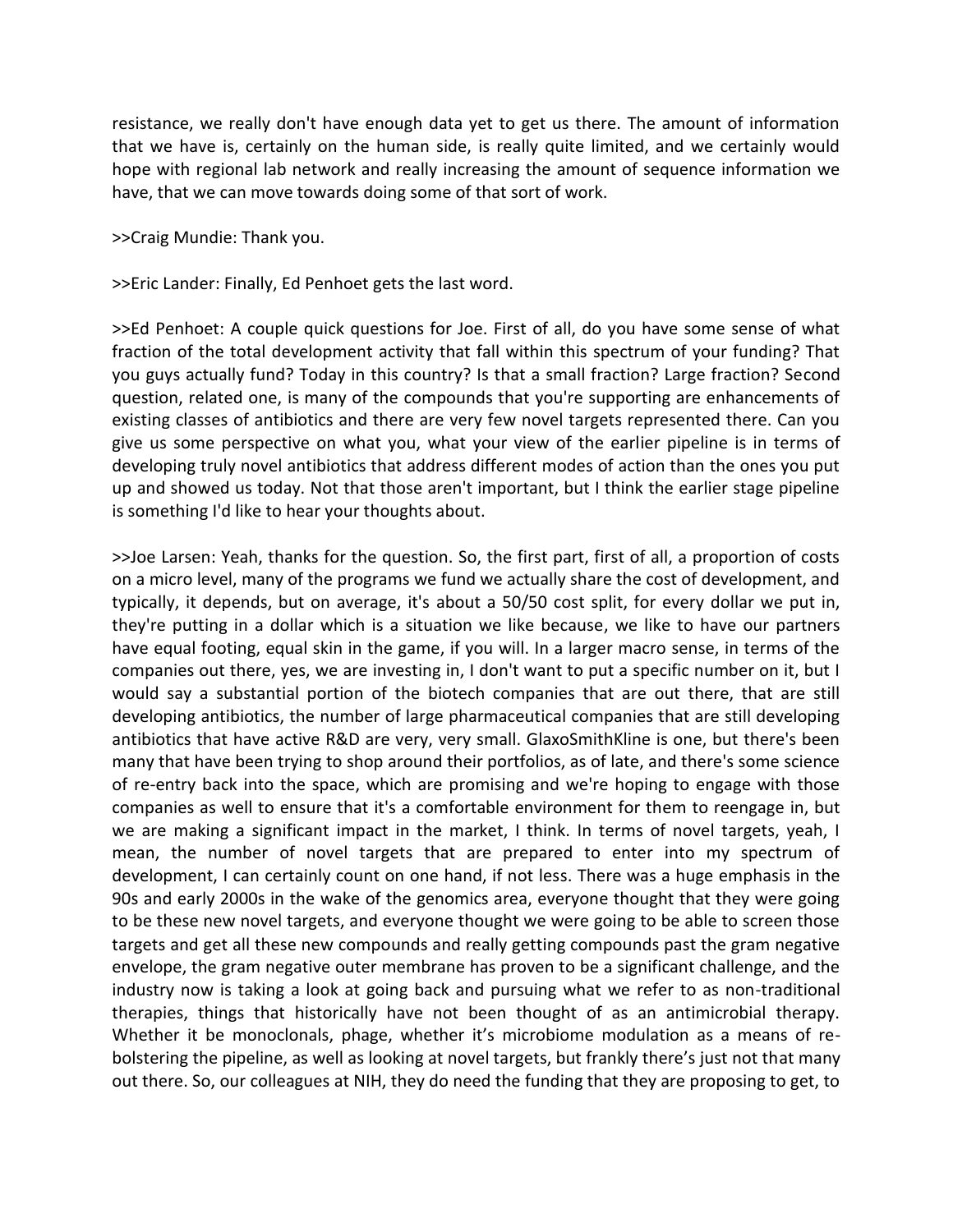resistance, we really don't have enough data yet to get us there. The amount of information that we have is, certainly on the human side, is really quite limited, and we certainly would hope with regional lab network and really increasing the amount of sequence information we have, that we can move towards doing some of that sort of work.

>>Craig Mundie: Thank you.

>>Eric Lander: Finally, Ed Penhoet gets the last word.

>>Ed Penhoet: A couple quick questions for Joe. First of all, do you have some sense of what fraction of the total development activity that fall within this spectrum of your funding? That you guys actually fund? Today in this country? Is that a small fraction? Large fraction? Second question, related one, is many of the compounds that you're supporting are enhancements of existing classes of antibiotics and there are very few novel targets represented there. Can you give us some perspective on what you, what your view of the earlier pipeline is in terms of developing truly novel antibiotics that address different modes of action than the ones you put up and showed us today. Not that those aren't important, but I think the earlier stage pipeline is something I'd like to hear your thoughts about.

>>Joe Larsen: Yeah, thanks for the question. So, the first part, first of all, a proportion of costs on a micro level, many of the programs we fund we actually share the cost of development, and typically, it depends, but on average, it's about a 50/50 cost split, for every dollar we put in, they're putting in a dollar which is a situation we like because, we like to have our partners have equal footing, equal skin in the game, if you will. In a larger macro sense, in terms of the companies out there, yes, we are investing in, I don't want to put a specific number on it, but I would say a substantial portion of the biotech companies that are out there, that are still developing antibiotics, the number of large pharmaceutical companies that are still developing antibiotics that have active R&D are very, very small. GlaxoSmithKline is one, but there's been many that have been trying to shop around their portfolios, as of late, and there's some science of re-entry back into the space, which are promising and we're hoping to engage with those companies as well to ensure that it's a comfortable environment for them to reengage in, but we are making a significant impact in the market, I think. In terms of novel targets, yeah, I mean, the number of novel targets that are prepared to enter into my spectrum of development, I can certainly count on one hand, if not less. There was a huge emphasis in the 90s and early 2000s in the wake of the genomics area, everyone thought that they were going to be these new novel targets, and everyone thought we were going to be able to screen those targets and get all these new compounds and really getting compounds past the gram negative envelope, the gram negative outer membrane has proven to be a significant challenge, and the industry now is taking a look at going back and pursuing what we refer to as non-traditional therapies, things that historically have not been thought of as an antimicrobial therapy. Whether it be monoclonals, phage, whether it's microbiome modulation as a means of re-bolstering the pipeline, as well as looking at novel targets, but frankly there's just not that many out there. So, our colleagues at NIH, they do need the funding that they are proposing to get, to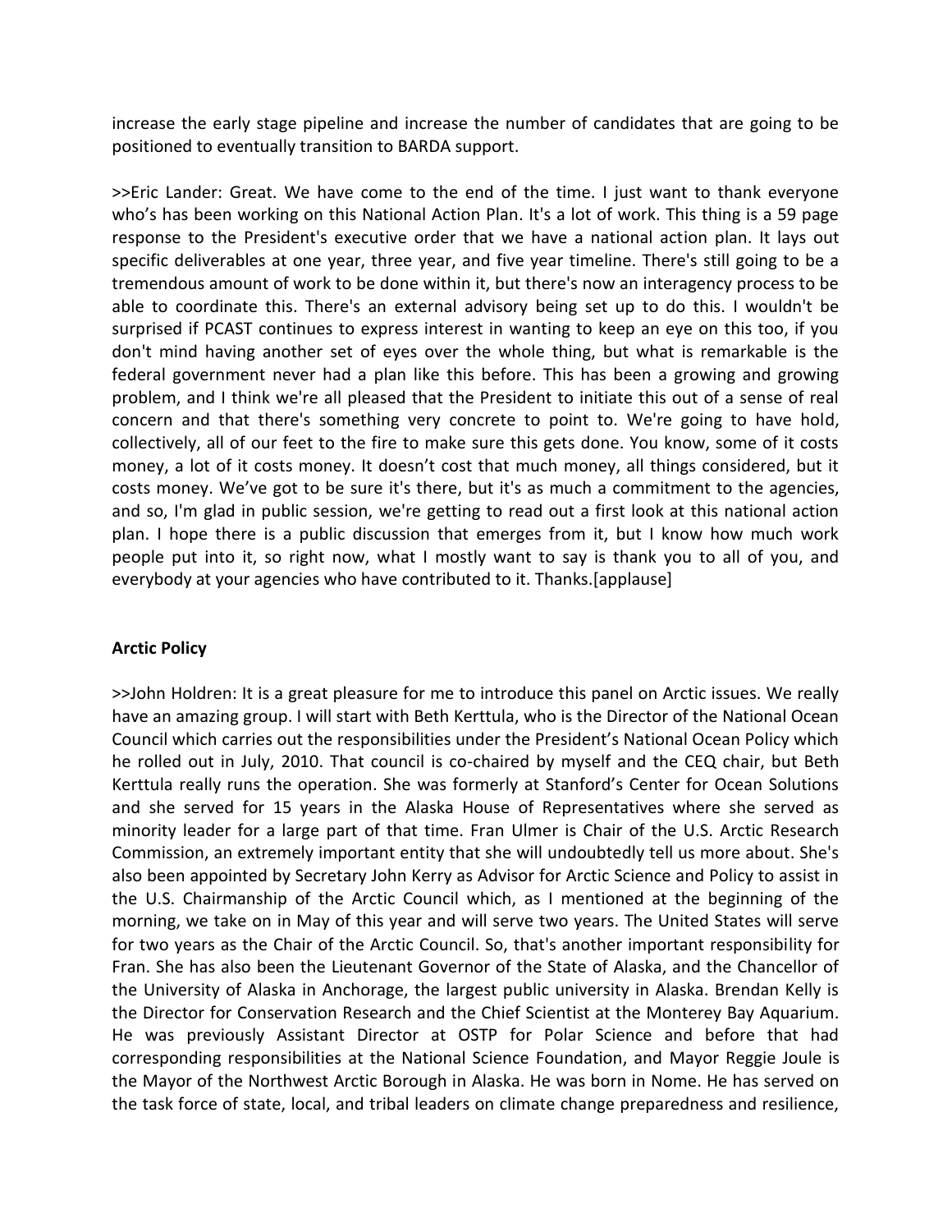increase the early stage pipeline and increase the number of candidates that are going to be positioned to eventually transition to BARDA support.

>>Eric Lander: Great. We have come to the end of the time. I just want to thank everyone who's has been working on this National Action Plan. It's a lot of work. This thing is a 59 page response to the President's executive order that we have a national action plan. It lays out specific deliverables at one year, three year, and five year timeline. There's still going to be a tremendous amount of work to be done within it, but there's now an interagency process to be able to coordinate this. There's an external advisory being set up to do this. I wouldn't be surprised if PCAST continues to express interest in wanting to keep an eye on this too, if you don't mind having another set of eyes over the whole thing, but what is remarkable is the federal government never had a plan like this before. This has been a growing and growing problem, and I think we're all pleased that the President to initiate this out of a sense of real concern and that there's something very concrete to point to. We're going to have hold, collectively, all of our feet to the fire to make sure this gets done. You know, some of it costs money, a lot of it costs money. It doesn't cost that much money, all things considered, but it costs money. We've got to be sure it's there, but it's as much a commitment to the agencies, and so, I'm glad in public session, we're getting to read out a first look at this national action plan. I hope there is a public discussion that emerges from it, but I know how much work people put into it, so right now, what I mostly want to say is thank you to all of you, and everybody at your agencies who have contributed to it. Thanks.[applause]

## Arctic Policy

>>John Holdren: It is a great pleasure for me to introduce this panel on Arctic issues. We really have an amazing group. I will start with Beth Kerttula, who is the Director of the National Ocean Council which carries out the responsibilities under the President's National Ocean Policy which he rolled out in July, 2010. That council is co-chaired by myself and the CEQ chair, but Beth Kerttula really runs the operation. She was formerly at Stanford's Center for Ocean Solutions and she served for 15 years in the Alaska House of Representatives where she served as minority leader for a large part of that time. Fran Ulmer is Chair of the U.S. Arctic Research Commission, an extremely important entity that she will undoubtedly tell us more about. She's also been appointed by Secretary John Kerry as Advisor for Arctic Science and Policy to assist in the U.S. Chairmanship of the Arctic Council which, as I mentioned at the beginning of the morning, we take on in May of this year and will serve two years. The United States will serve for two years as the Chair of the Arctic Council. So, that's another important responsibility for Fran. She has also been the Lieutenant Governor of the State of Alaska, and the Chancellor of the University of Alaska in Anchorage, the largest public university in Alaska. Brendan Kelly is the Director for Conservation Research and the Chief Scientist at the Monterey Bay Aquarium. He was previously Assistant Director at OSTP for Polar Science and before that had corresponding responsibilities at the National Science Foundation, and Mayor Reggie Joule is the Mayor of the Northwest Arctic Borough in Alaska. He was born in Nome. He has served on the task force of state, local, and tribal leaders on climate change preparedness and resilience,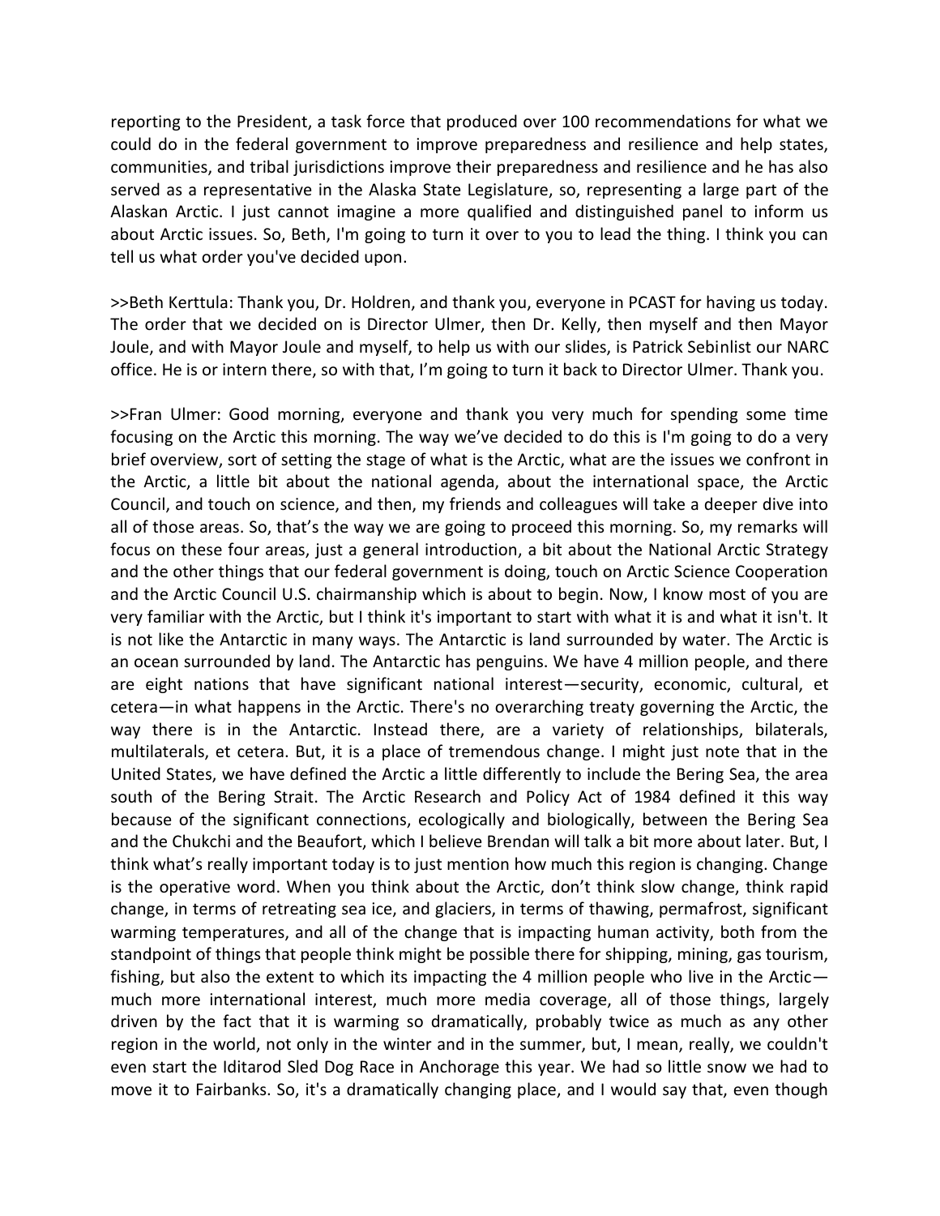reporting to the President, a task force that produced over 100 recommendations for what we could do in the federal government to improve preparedness and resilience and help states, communities, and tribal jurisdictions improve their preparedness and resilience and he has also served as a representative in the Alaska State Legislature, so, representing a large part of the Alaskan Arctic. I just cannot imagine a more qualified and distinguished panel to inform us about Arctic issues. So, Beth, I'm going to turn it over to you to lead the thing. I think you can tell us what order you've decided upon.

>>Beth Kerttula: Thank you, Dr. Holdren, and thank you, everyone in PCAST for having us today. The order that we decided on is Director Ulmer, then Dr. Kelly, then myself and then Mayor Joule, and with Mayor Joule and myself, to help us with our slides, is Patrick Sebinlist our NARC office. He is or intern there, so with that, I'm going to turn it back to Director Ulmer. Thank you.

>>Fran Ulmer: Good morning, everyone and thank you very much for spending some time focusing on the Arctic this morning. The way we've decided to do this is I'm going to do a very brief overview, sort of setting the stage of what is the Arctic, what are the issues we confront in the Arctic, a little bit about the national agenda, about the international space, the Arctic Council, and touch on science, and then, my friends and colleagues will take a deeper dive into all of those areas. So, that's the way we are going to proceed this morning. So, my remarks will focus on these four areas, just a general introduction, a bit about the National Arctic Strategy and the other things that our federal government is doing, touch on Arctic Science Cooperation and the Arctic Council U.S. chairmanship which is about to begin. Now, I know most of you are very familiar with the Arctic, but I think it's important to start with what it is and what it isn't. It is not like the Antarctic in many ways. The Antarctic is land surrounded by water. The Arctic is an ocean surrounded by land. The Antarctic has penguins. We have 4 million people, and there are eight nations that have significant national interest—security, economic, cultural, et cetera—in what happens in the Arctic. There's no overarching treaty governing the Arctic, the way there is in the Antarctic. Instead there, are a variety of relationships, bilaterals, multilaterals, et cetera. But, it is a place of tremendous change. I might just note that in the United States, we have defined the Arctic a little differently to include the Bering Sea, the area south of the Bering Strait. The Arctic Research and Policy Act of 1984 defined it this way because of the significant connections, ecologically and biologically, between the Bering Sea and the Chukchi and the Beaufort, which I believe Brendan will talk a bit more about later. But, I think what's really important today is to just mention how much this region is changing. Change is the operative word. When you think about the Arctic, don't think slow change, think rapid change, in terms of retreating sea ice, and glaciers, in terms of thawing, permafrost, significant warming temperatures, and all of the change that is impacting human activity, both from the standpoint of things that people think might be possible there for shipping, mining, gas tourism, fishing, but also the extent to which its impacting the 4 million people who live in the Arctic—much more international interest, much more media coverage, all of those things, largely driven by the fact that it is warming so dramatically, probably twice as much as any other region in the world, not only in the winter and in the summer, but, I mean, really, we couldn't even start the Iditarod Sled Dog Race in Anchorage this year. We had so little snow we had to move it to Fairbanks. So, it's a dramatically changing place, and I would say that, even though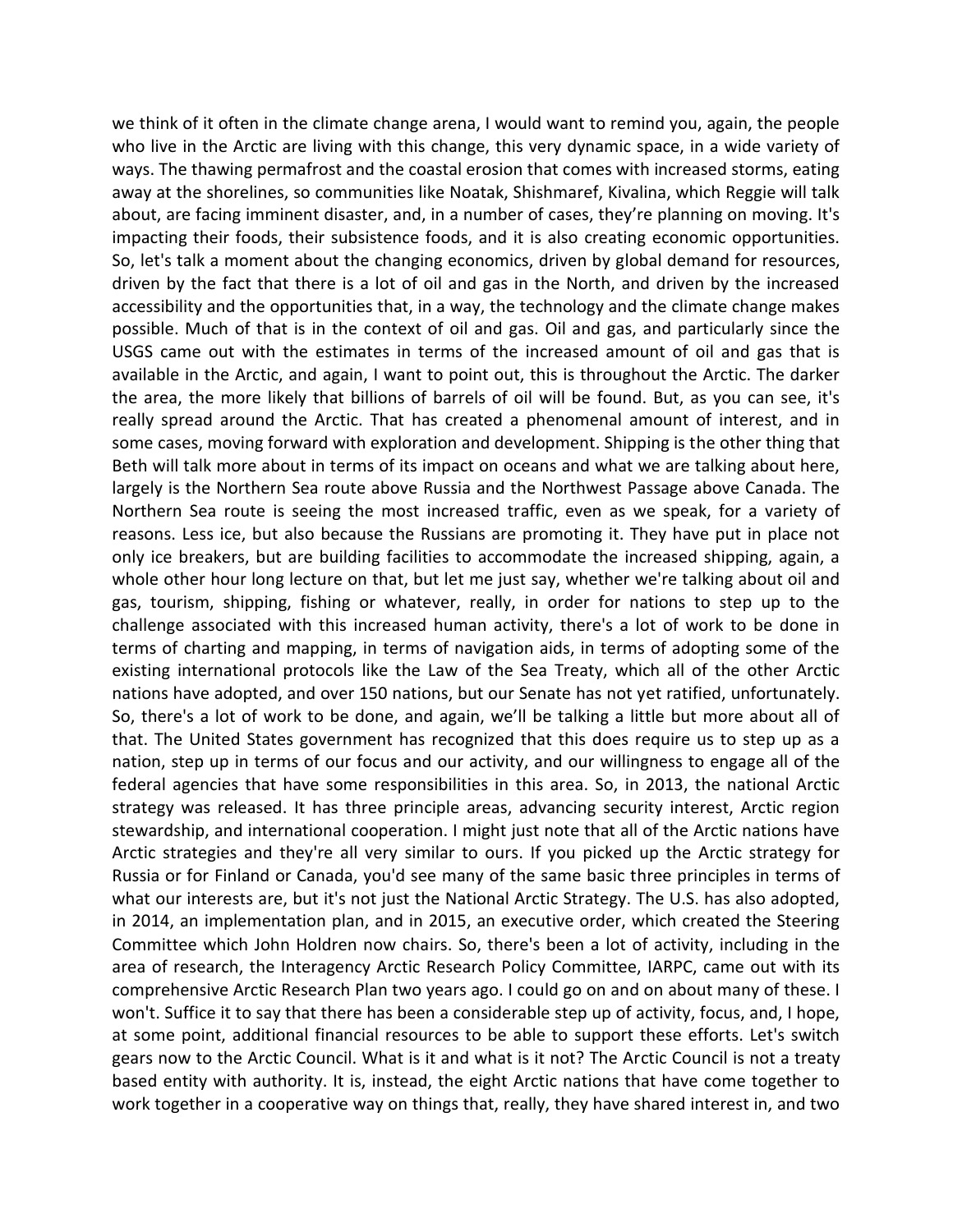we think of it often in the climate change arena, I would want to remind you, again, the people who live in the Arctic are living with this change, this very dynamic space, in a wide variety of ways. The thawing permafrost and the coastal erosion that comes with increased storms, eating away at the shorelines, so communities like Noatak, Shishmaref, Kivalina, which Reggie will talk about, are facing imminent disaster, and, in a number of cases, they're planning on moving. It's impacting their foods, their subsistence foods, and it is also creating economic opportunities. So, let's talk a moment about the changing economics, driven by global demand for resources, driven by the fact that there is a lot of oil and gas in the North, and driven by the increased accessibility and the opportunities that, in a way, the technology and the climate change makes possible. Much of that is in the context of oil and gas. Oil and gas, and particularly since the USGS came out with the estimates in terms of the increased amount of oil and gas that is available in the Arctic, and again, I want to point out, this is throughout the Arctic. The darker the area, the more likely that billions of barrels of oil will be found. But, as you can see, it's really spread around the Arctic. That has created a phenomenal amount of interest, and in some cases, moving forward with exploration and development. Shipping is the other thing that Beth will talk more about in terms of its impact on oceans and what we are talking about here, largely is the Northern Sea route above Russia and the Northwest Passage above Canada. The Northern Sea route is seeing the most increased traffic, even as we speak, for a variety of reasons. Less ice, but also because the Russians are promoting it. They have put in place not only ice breakers, but are building facilities to accommodate the increased shipping, again, a whole other hour long lecture on that, but let me just say, whether we're talking about oil and gas, tourism, shipping, fishing or whatever, really, in order for nations to step up to the challenge associated with this increased human activity, there's a lot of work to be done in terms of charting and mapping, in terms of navigation aids, in terms of adopting some of the existing international protocols like the Law of the Sea Treaty, which all of the other Arctic nations have adopted, and over 150 nations, but our Senate has not yet ratified, unfortunately. So, there's a lot of work to be done, and again, we'll be talking a little but more about all of that. The United States government has recognized that this does require us to step up as a nation, step up in terms of our focus and our activity, and our willingness to engage all of the federal agencies that have some responsibilities in this area. So, in 2013, the national Arctic strategy was released. It has three principle areas, advancing security interest, Arctic region stewardship, and international cooperation. I might just note that all of the Arctic nations have Arctic strategies and they're all very similar to ours. If you picked up the Arctic strategy for Russia or for Finland or Canada, you'd see many of the same basic three principles in terms of what our interests are, but it's not just the National Arctic Strategy. The U.S. has also adopted, in 2014, an implementation plan, and in 2015, an executive order, which created the Steering Committee which John Holdren now chairs. So, there's been a lot of activity, including in the area of research, the Interagency Arctic Research Policy Committee, IARPC, came out with its comprehensive Arctic Research Plan two years ago. I could go on and on about many of these. I won't. Suffice it to say that there has been a considerable step up of activity, focus, and, I hope, at some point, additional financial resources to be able to support these efforts. Let's switch gears now to the Arctic Council. What is it and what is it not? The Arctic Council is not a treaty based entity with authority. It is, instead, the eight Arctic nations that have come together to work together in a cooperative way on things that, really, they have shared interest in, and two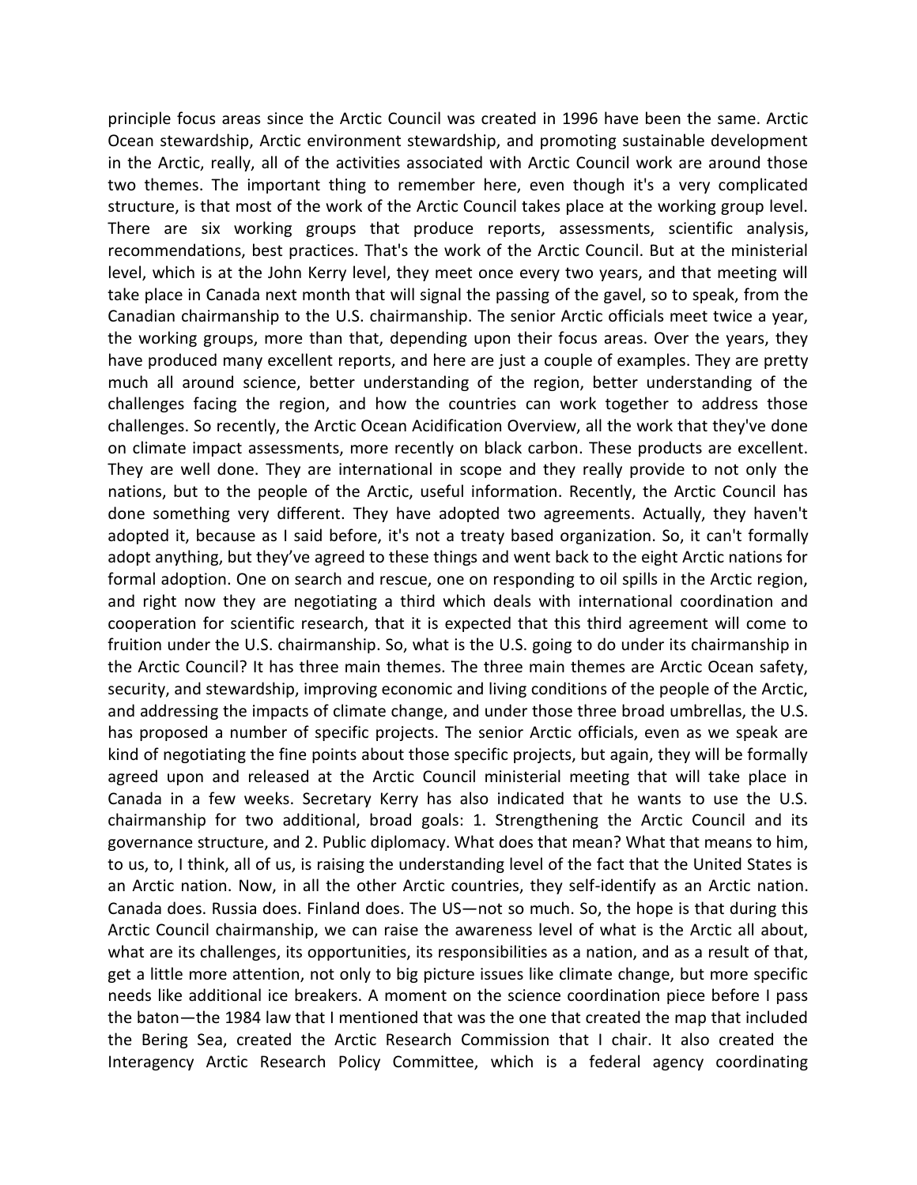principle focus areas since the Arctic Council was created in 1996 have been the same. Arctic Ocean stewardship, Arctic environment stewardship, and promoting sustainable development in the Arctic, really, all of the activities associated with Arctic Council work are around those two themes. The important thing to remember here, even though it's a very complicated structure, is that most of the work of the Arctic Council takes place at the working group level. There are six working groups that produce reports, assessments, scientific analysis, recommendations, best practices. That's the work of the Arctic Council. But at the ministerial level, which is at the John Kerry level, they meet once every two years, and that meeting will take place in Canada next month that will signal the passing of the gavel, so to speak, from the Canadian chairmanship to the U.S. chairmanship. The senior Arctic officials meet twice a year, the working groups, more than that, depending upon their focus areas. Over the years, they have produced many excellent reports, and here are just a couple of examples. They are pretty much all around science, better understanding of the region, better understanding of the challenges facing the region, and how the countries can work together to address those challenges. So recently, the Arctic Ocean Acidification Overview, all the work that they've done on climate impact assessments, more recently on black carbon. These products are excellent. They are well done. They are international in scope and they really provide to not only the nations, but to the people of the Arctic, useful information. Recently, the Arctic Council has done something very different. They have adopted two agreements. Actually, they haven't adopted it, because as I said before, it's not a treaty based organization. So, it can't formally adopt anything, but they've agreed to these things and went back to the eight Arctic nations for formal adoption. One on search and rescue, one on responding to oil spills in the Arctic region, and right now they are negotiating a third which deals with international coordination and cooperation for scientific research, that it is expected that this third agreement will come to fruition under the U.S. chairmanship. So, what is the U.S. going to do under its chairmanship in the Arctic Council? It has three main themes. The three main themes are Arctic Ocean safety, security, and stewardship, improving economic and living conditions of the people of the Arctic, and addressing the impacts of climate change, and under those three broad umbrellas, the U.S. has proposed a number of specific projects. The senior Arctic officials, even as we speak are kind of negotiating the fine points about those specific projects, but again, they will be formally agreed upon and released at the Arctic Council ministerial meeting that will take place in Canada in a few weeks. Secretary Kerry has also indicated that he wants to use the U.S. chairmanship for two additional, broad goals: 1. Strengthening the Arctic Council and its governance structure, and 2. Public diplomacy. What does that mean? What that means to him, to us, to, I think, all of us, is raising the understanding level of the fact that the United States is an Arctic nation. Now, in all the other Arctic countries, they self-identify as an Arctic nation. Canada does. Russia does. Finland does. The US—not so much. So, the hope is that during this Arctic Council chairmanship, we can raise the awareness level of what is the Arctic all about, what are its challenges, its opportunities, its responsibilities as a nation, and as a result of that, get a little more attention, not only to big picture issues like climate change, but more specific needs like additional ice breakers. A moment on the science coordination piece before I pass the baton—the 1984 law that I mentioned that was the one that created the map that included the Bering Sea, created the Arctic Research Commission that I chair. It also created the Interagency Arctic Research Policy Committee, which is a federal agency coordinating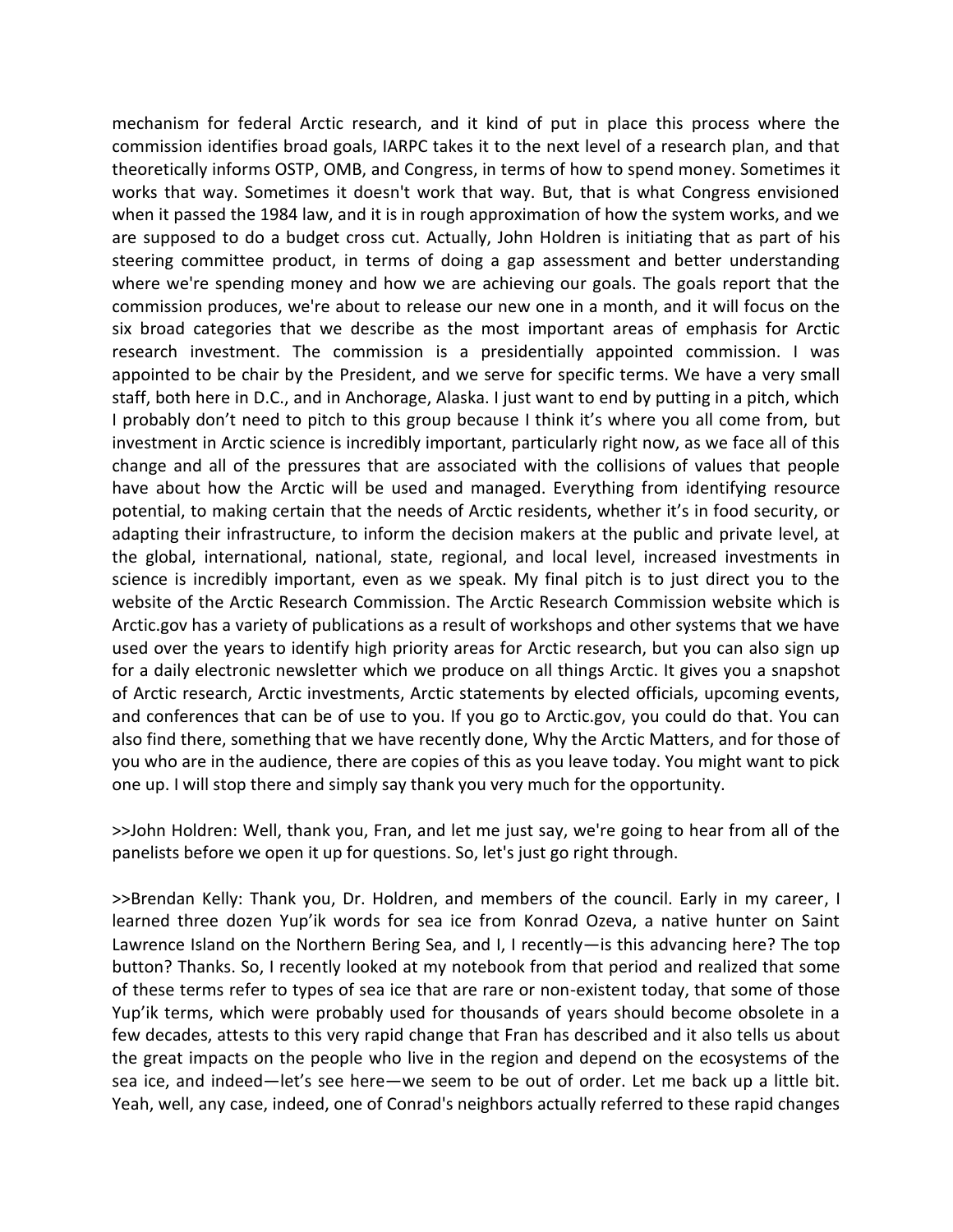mechanism for federal Arctic research, and it kind of put in place this process where the commission identifies broad goals, IARPC takes it to the next level of a research plan, and that theoretically informs OSTP, OMB, and Congress, in terms of how to spend money. Sometimes it works that way. Sometimes it doesn't work that way. But, that is what Congress envisioned when it passed the 1984 law, and it is in rough approximation of how the system works, and we are supposed to do a budget cross cut. Actually, John Holdren is initiating that as part of his steering committee product, in terms of doing a gap assessment and better understanding where we're spending money and how we are achieving our goals. The goals report that the commission produces, we're about to release our new one in a month, and it will focus on the six broad categories that we describe as the most important areas of emphasis for Arctic research investment. The commission is a presidentially appointed commission. I was appointed to be chair by the President, and we serve for specific terms. We have a very small staff, both here in D.C., and in Anchorage, Alaska. I just want to end by putting in a pitch, which I probably don't need to pitch to this group because I think it's where you all come from, but investment in Arctic science is incredibly important, particularly right now, as we face all of this change and all of the pressures that are associated with the collisions of values that people have about how the Arctic will be used and managed. Everything from identifying resource potential, to making certain that the needs of Arctic residents, whether it's in food security, or adapting their infrastructure, to inform the decision makers at the public and private level, at the global, international, national, state, regional, and local level, increased investments in science is incredibly important, even as we speak. My final pitch is to just direct you to the website of the Arctic Research Commission. The Arctic Research Commission website which is Arctic.gov has a variety of publications as a result of workshops and other systems that we have used over the years to identify high priority areas for Arctic research, but you can also sign up for a daily electronic newsletter which we produce on all things Arctic. It gives you a snapshot of Arctic research, Arctic investments, Arctic statements by elected officials, upcoming events, and conferences that can be of use to you. If you go to Arctic.gov, you could do that. You can also find there, something that we have recently done, Why the Arctic Matters, and for those of you who are in the audience, there are copies of this as you leave today. You might want to pick one up. I will stop there and simply say thank you very much for the opportunity.

>>John Holdren: Well, thank you, Fran, and let me just say, we're going to hear from all of the panelists before we open it up for questions. So, let's just go right through.

>>Brendan Kelly: Thank you, Dr. Holdren, and members of the council. Early in my career, I learned three dozen Yup'ik words for sea ice from Konrad Ozeva, a native hunter on Saint Lawrence Island on the Northern Bering Sea, and I, I recently—is this advancing here? The top button? Thanks. So, I recently looked at my notebook from that period and realized that some of these terms refer to types of sea ice that are rare or non-existent today, that some of those Yup'ik terms, which were probably used for thousands of years should become obsolete in a few decades, attests to this very rapid change that Fran has described and it also tells us about the great impacts on the people who live in the region and depend on the ecosystems of the sea ice, and indeed—let's see here—we seem to be out of order. Let me back up a little bit. Yeah, well, any case, indeed, one of Conrad's neighbors actually referred to these rapid changes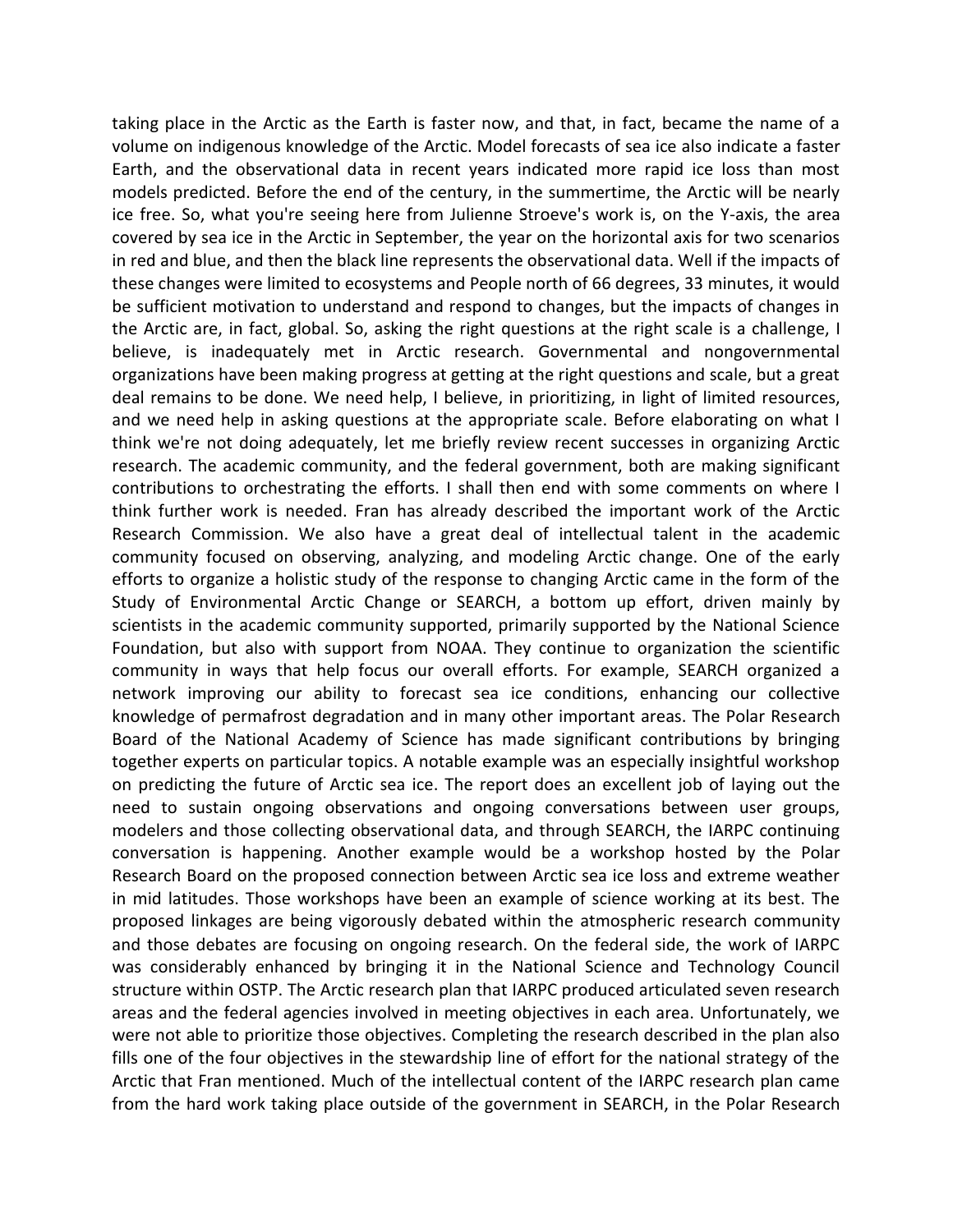taking place in the Arctic as the Earth is faster now, and that, in fact, became the name of a volume on indigenous knowledge of the Arctic. Model forecasts of sea ice also indicate a faster Earth, and the observational data in recent years indicated more rapid ice loss than most models predicted. Before the end of the century, in the summertime, the Arctic will be nearly ice free. So, what you're seeing here from Julienne Stroeve's work is, on the Y-axis, the area covered by sea ice in the Arctic in September, the year on the horizontal axis for two scenarios in red and blue, and then the black line represents the observational data. Well if the impacts of these changes were limited to ecosystems and People north of 66 degrees, 33 minutes, it would be sufficient motivation to understand and respond to changes, but the impacts of changes in the Arctic are, in fact, global. So, asking the right questions at the right scale is a challenge, I believe, is inadequately met in Arctic research. Governmental and nongovernmental organizations have been making progress at getting at the right questions and scale, but a great deal remains to be done. We need help, I believe, in prioritizing, in light of limited resources, and we need help in asking questions at the appropriate scale. Before elaborating on what I think we're not doing adequately, let me briefly review recent successes in organizing Arctic research. The academic community, and the federal government, both are making significant contributions to orchestrating the efforts. I shall then end with some comments on where I think further work is needed. Fran has already described the important work of the Arctic Research Commission. We also have a great deal of intellectual talent in the academic community focused on observing, analyzing, and modeling Arctic change. One of the early efforts to organize a holistic study of the response to changing Arctic came in the form of the Study of Environmental Arctic Change or SEARCH, a bottom up effort, driven mainly by scientists in the academic community supported, primarily supported by the National Science Foundation, but also with support from NOAA. They continue to organization the scientific community in ways that help focus our overall efforts. For example, SEARCH organized a network improving our ability to forecast sea ice conditions, enhancing our collective knowledge of permafrost degradation and in many other important areas. The Polar Research Board of the National Academy of Science has made significant contributions by bringing together experts on particular topics. A notable example was an especially insightful workshop on predicting the future of Arctic sea ice. The report does an excellent job of laying out the need to sustain ongoing observations and ongoing conversations between user groups, modelers and those collecting observational data, and through SEARCH, the IARPC continuing conversation is happening. Another example would be a workshop hosted by the Polar Research Board on the proposed connection between Arctic sea ice loss and extreme weather in mid latitudes. Those workshops have been an example of science working at its best. The proposed linkages are being vigorously debated within the atmospheric research community and those debates are focusing on ongoing research. On the federal side, the work of IARPC was considerably enhanced by bringing it in the National Science and Technology Council structure within OSTP. The Arctic research plan that IARPC produced articulated seven research areas and the federal agencies involved in meeting objectives in each area. Unfortunately, we were not able to prioritize those objectives. Completing the research described in the plan also fills one of the four objectives in the stewardship line of effort for the national strategy of the Arctic that Fran mentioned. Much of the intellectual content of the IARPC research plan came from the hard work taking place outside of the government in SEARCH, in the Polar Research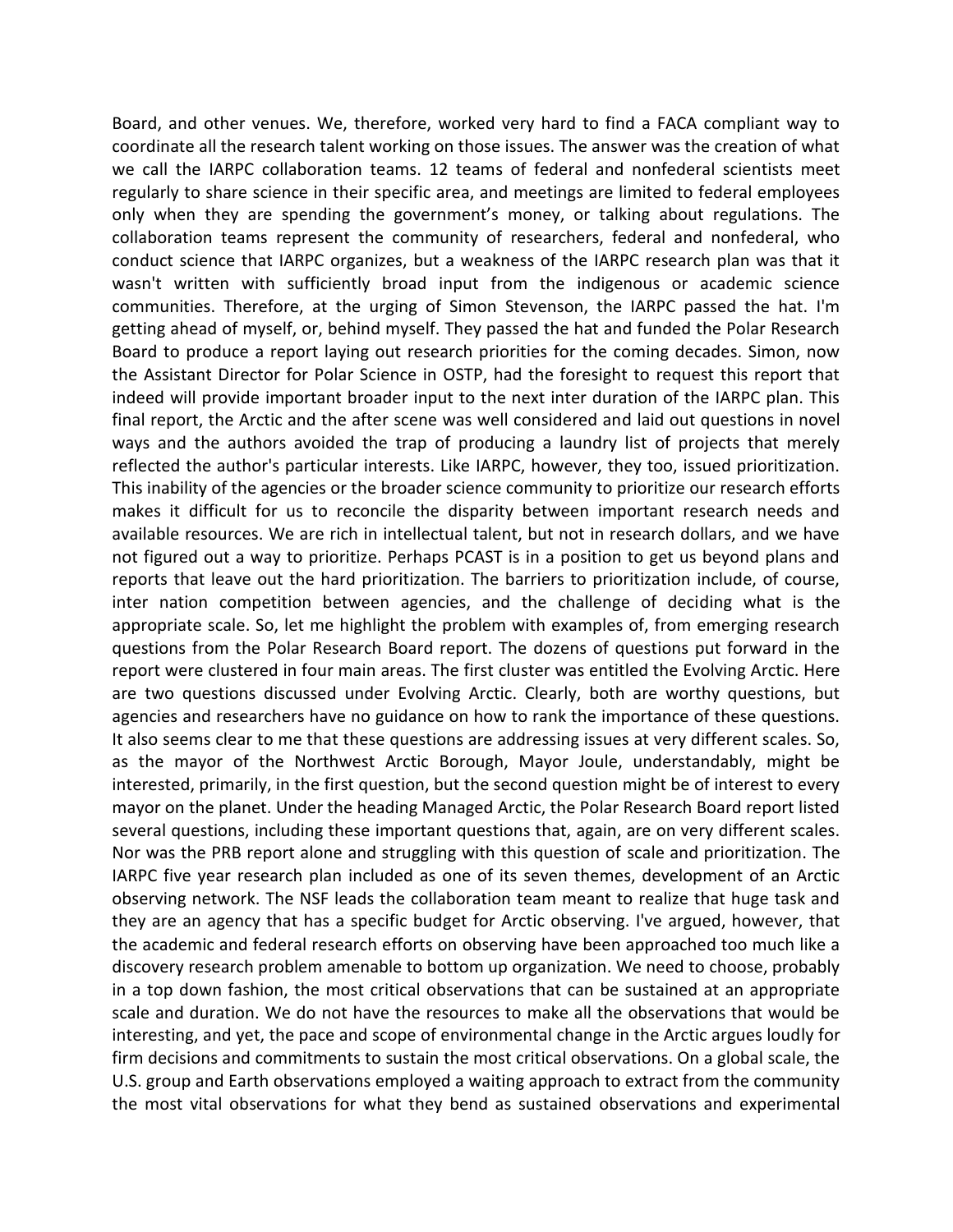Board, and other venues. We, therefore, worked very hard to find a FACA compliant way to coordinate all the research talent working on those issues. The answer was the creation of what we call the IARPC collaboration teams. 12 teams of federal and nonfederal scientists meet regularly to share science in their specific area, and meetings are limited to federal employees only when they are spending the government's money, or talking about regulations. The collaboration teams represent the community of researchers, federal and nonfederal, who conduct science that IARPC organizes, but a weakness of the IARPC research plan was that it wasn't written with sufficiently broad input from the indigenous or academic science communities. Therefore, at the urging of Simon Stevenson, the IARPC passed the hat. I'm getting ahead of myself, or, behind myself. They passed the hat and funded the Polar Research Board to produce a report laying out research priorities for the coming decades. Simon, now the Assistant Director for Polar Science in OSTP, had the foresight to request this report that indeed will provide important broader input to the next inter duration of the IARPC plan. This final report, the Arctic and the after scene was well considered and laid out questions in novel ways and the authors avoided the trap of producing a laundry list of projects that merely reflected the author's particular interests. Like IARPC, however, they too, issued prioritization. This inability of the agencies or the broader science community to prioritize our research efforts makes it difficult for us to reconcile the disparity between important research needs and available resources. We are rich in intellectual talent, but not in research dollars, and we have not figured out a way to prioritize. Perhaps PCAST is in a position to get us beyond plans and reports that leave out the hard prioritization. The barriers to prioritization include, of course, inter nation competition between agencies, and the challenge of deciding what is the appropriate scale. So, let me highlight the problem with examples of, from emerging research questions from the Polar Research Board report. The dozens of questions put forward in the report were clustered in four main areas. The first cluster was entitled the Evolving Arctic. Here are two questions discussed under Evolving Arctic. Clearly, both are worthy questions, but agencies and researchers have no guidance on how to rank the importance of these questions. It also seems clear to me that these questions are addressing issues at very different scales. So, as the mayor of the Northwest Arctic Borough, Mayor Joule, understandably, might be interested, primarily, in the first question, but the second question might be of interest to every mayor on the planet. Under the heading Managed Arctic, the Polar Research Board report listed several questions, including these important questions that, again, are on very different scales. Nor was the PRB report alone and struggling with this question of scale and prioritization. The IARPC five year research plan included as one of its seven themes, development of an Arctic observing network. The NSF leads the collaboration team meant to realize that huge task and they are an agency that has a specific budget for Arctic observing. I've argued, however, that the academic and federal research efforts on observing have been approached too much like a discovery research problem amenable to bottom up organization. We need to choose, probably in a top down fashion, the most critical observations that can be sustained at an appropriate scale and duration. We do not have the resources to make all the observations that would be interesting, and yet, the pace and scope of environmental change in the Arctic argues loudly for firm decisions and commitments to sustain the most critical observations. On a global scale, the U.S. group and Earth observations employed a waiting approach to extract from the community the most vital observations for what they bend as sustained observations and experimental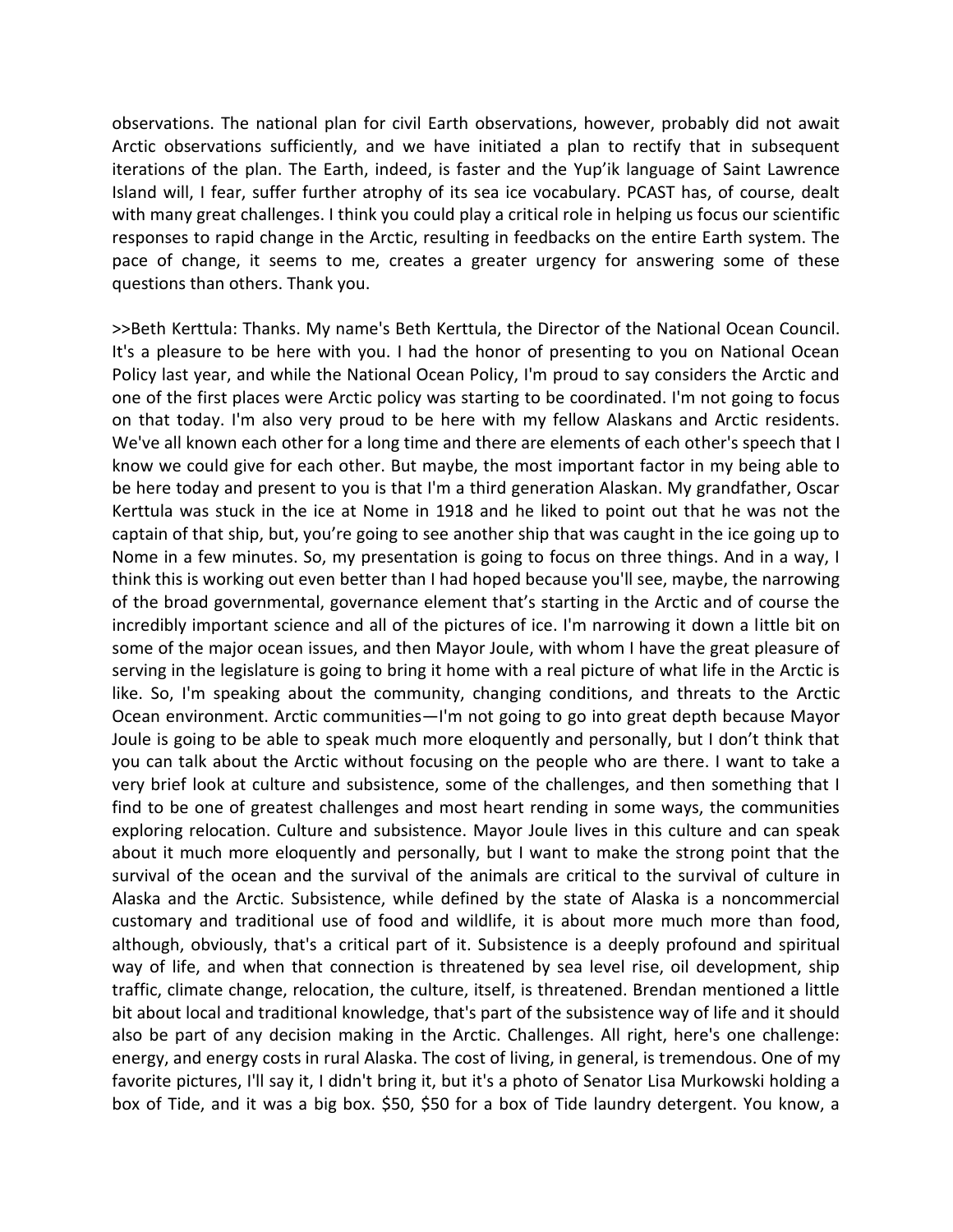observations. The national plan for civil Earth observations, however, probably did not await Arctic observations sufficiently, and we have initiated a plan to rectify that in subsequent iterations of the plan. The Earth, indeed, is faster and the Yup'ik language of Saint Lawrence Island will, I fear, suffer further atrophy of its sea ice vocabulary. PCAST has, of course, dealt with many great challenges. I think you could play a critical role in helping us focus our scientific responses to rapid change in the Arctic, resulting in feedbacks on the entire Earth system. The pace of change, it seems to me, creates a greater urgency for answering some of these questions than others. Thank you.

>>Beth Kerttula: Thanks. My name's Beth Kerttula, the Director of the National Ocean Council. It's a pleasure to be here with you. I had the honor of presenting to you on National Ocean Policy last year, and while the National Ocean Policy, I'm proud to say considers the Arctic and one of the first places were Arctic policy was starting to be coordinated. I'm not going to focus on that today. I'm also very proud to be here with my fellow Alaskans and Arctic residents. We've all known each other for a long time and there are elements of each other's speech that I know we could give for each other. But maybe, the most important factor in my being able to be here today and present to you is that I'm a third generation Alaskan. My grandfather, Oscar Kerttula was stuck in the ice at Nome in 1918 and he liked to point out that he was not the captain of that ship, but, you're going to see another ship that was caught in the ice going up to Nome in a few minutes. So, my presentation is going to focus on three things. And in a way, I think this is working out even better than I had hoped because you'll see, maybe, the narrowing of the broad governmental, governance element that's starting in the Arctic and of course the incredibly important science and all of the pictures of ice. I'm narrowing it down a little bit on some of the major ocean issues, and then Mayor Joule, with whom I have the great pleasure of serving in the legislature is going to bring it home with a real picture of what life in the Arctic is like. So, I'm speaking about the community, changing conditions, and threats to the Arctic Ocean environment. Arctic communities—I'm not going to go into great depth because Mayor Joule is going to be able to speak much more eloquently and personally, but I don't think that you can talk about the Arctic without focusing on the people who are there. I want to take a very brief look at culture and subsistence, some of the challenges, and then something that I find to be one of greatest challenges and most heart rending in some ways, the communities exploring relocation. Culture and subsistence. Mayor Joule lives in this culture and can speak about it much more eloquently and personally, but I want to make the strong point that the survival of the ocean and the survival of the animals are critical to the survival of culture in Alaska and the Arctic. Subsistence, while defined by the state of Alaska is a noncommercial customary and traditional use of food and wildlife, it is about more much more than food, although, obviously, that's a critical part of it. Subsistence is a deeply profound and spiritual way of life, and when that connection is threatened by sea level rise, oil development, ship traffic, climate change, relocation, the culture, itself, is threatened. Brendan mentioned a little bit about local and traditional knowledge, that's part of the subsistence way of life and it should also be part of any decision making in the Arctic. Challenges. All right, here's one challenge: energy, and energy costs in rural Alaska. The cost of living, in general, is tremendous. One of my favorite pictures, I'll say it, I didn't bring it, but it's a photo of Senator Lisa Murkowski holding a box of Tide, and it was a big box. $50, $50 for a box of Tide laundry detergent. You know, a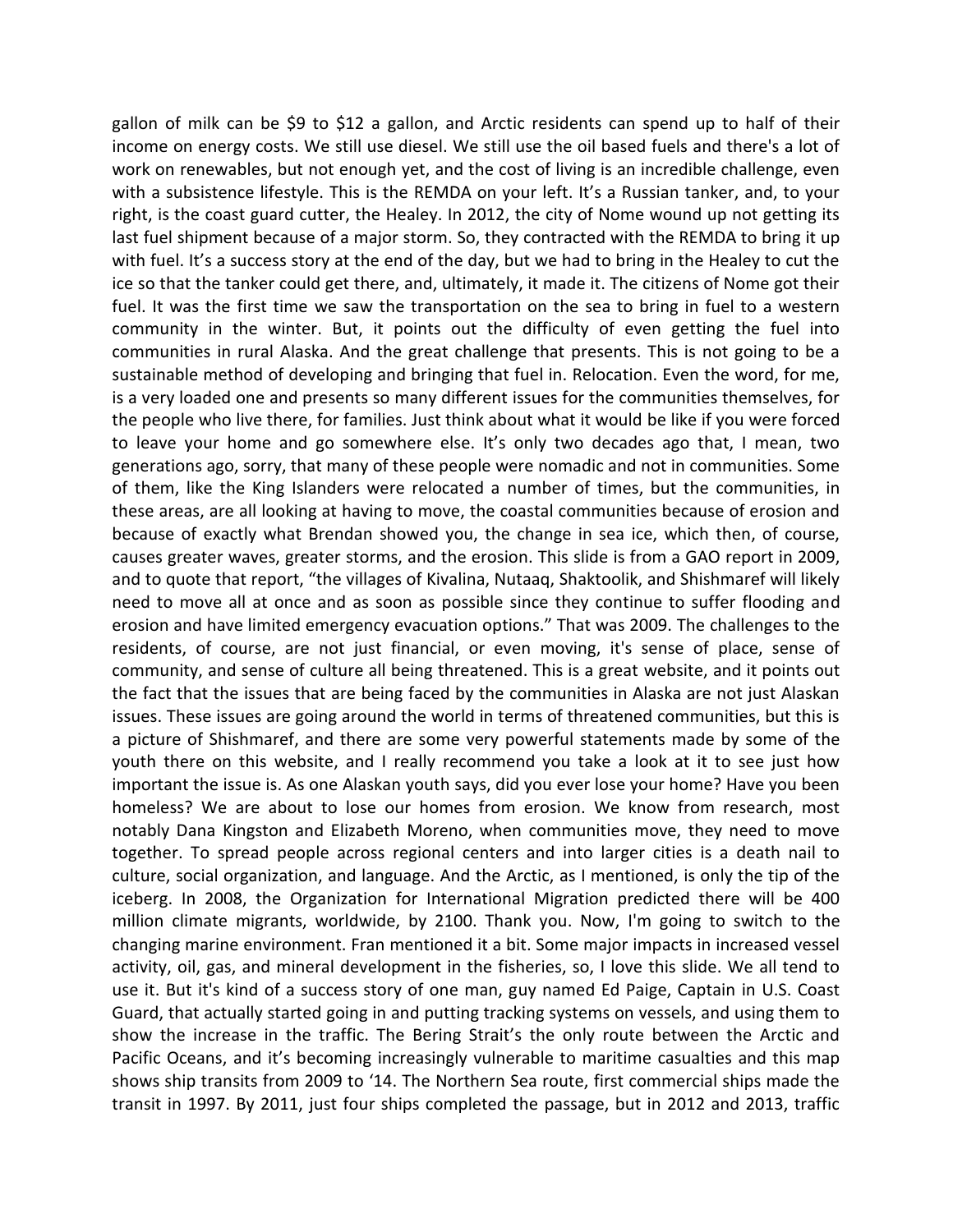gallon of milk can be $9 to $12 a gallon, and Arctic residents can spend up to half of their income on energy costs. We still use diesel. We still use the oil based fuels and there's a lot of work on renewables, but not enough yet, and the cost of living is an incredible challenge, even with a subsistence lifestyle. This is the REMDA on your left. It's a Russian tanker, and, to your right, is the coast guard cutter, the Healey. In 2012, the city of Nome wound up not getting its last fuel shipment because of a major storm. So, they contracted with the REMDA to bring it up with fuel. It's a success story at the end of the day, but we had to bring in the Healey to cut the ice so that the tanker could get there, and, ultimately, it made it. The citizens of Nome got their fuel. It was the first time we saw the transportation on the sea to bring in fuel to a western community in the winter. But, it points out the difficulty of even getting the fuel into communities in rural Alaska. And the great challenge that presents. This is not going to be a sustainable method of developing and bringing that fuel in. Relocation. Even the word, for me, is a very loaded one and presents so many different issues for the communities themselves, for the people who live there, for families. Just think about what it would be like if you were forced to leave your home and go somewhere else. It's only two decades ago that, I mean, two generations ago, sorry, that many of these people were nomadic and not in communities. Some of them, like the King Islanders were relocated a number of times, but the communities, in these areas, are all looking at having to move, the coastal communities because of erosion and because of exactly what Brendan showed you, the change in sea ice, which then, of course, causes greater waves, greater storms, and the erosion. This slide is from a GAO report in 2009, and to quote that report, "the villages of Kivalina, Nutaaq, Shaktoolik, and Shishmaref will likely need to move all at once and as soon as possible since they continue to suffer flooding and erosion and have limited emergency evacuation options." That was 2009. The challenges to the residents, of course, are not just financial, or even moving, it's sense of place, sense of community, and sense of culture all being threatened. This is a great website, and it points out the fact that the issues that are being faced by the communities in Alaska are not just Alaskan issues. These issues are going around the world in terms of threatened communities, but this is a picture of Shishmaref, and there are some very powerful statements made by some of the youth there on this website, and I really recommend you take a look at it to see just how important the issue is. As one Alaskan youth says, did you ever lose your home? Have you been homeless? We are about to lose our homes from erosion. We know from research, most notably Dana Kingston and Elizabeth Moreno, when communities move, they need to move together. To spread people across regional centers and into larger cities is a death nail to culture, social organization, and language. And the Arctic, as I mentioned, is only the tip of the iceberg. In 2008, the Organization for International Migration predicted there will be 400 million climate migrants, worldwide, by 2100. Thank you. Now, I'm going to switch to the changing marine environment. Fran mentioned it a bit. Some major impacts in increased vessel activity, oil, gas, and mineral development in the fisheries, so, I love this slide. We all tend to use it. But it's kind of a success story of one man, guy named Ed Paige, Captain in U.S. Coast Guard, that actually started going in and putting tracking systems on vessels, and using them to show the increase in the traffic. The Bering Strait's the only route between the Arctic and Pacific Oceans, and it's becoming increasingly vulnerable to maritime casualties and this map shows ship transits from 2009 to '14. The Northern Sea route, first commercial ships made the transit in 1997. By 2011, just four ships completed the passage, but in 2012 and 2013, traffic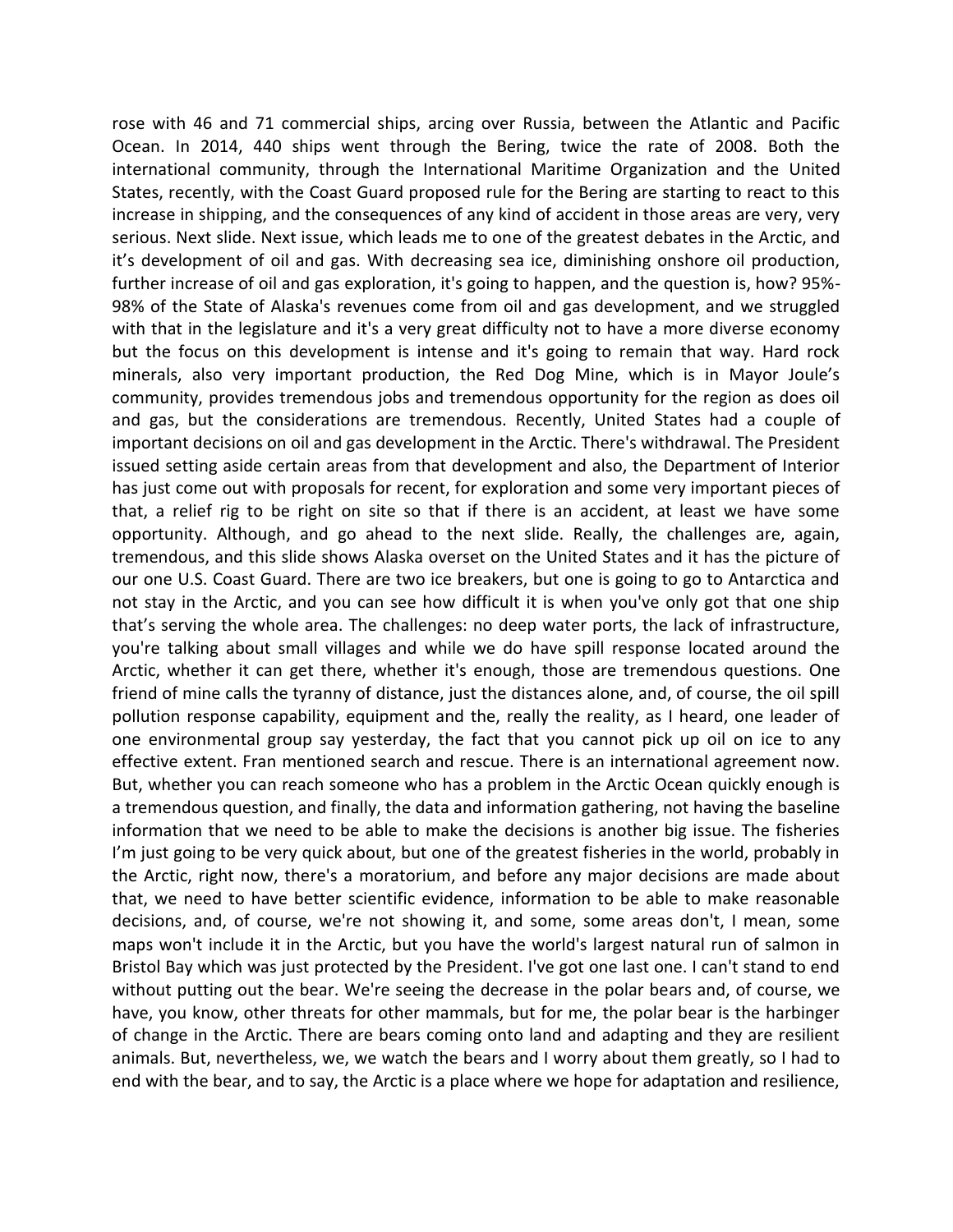rose with 46 and 71 commercial ships, arcing over Russia, between the Atlantic and Pacific Ocean. In 2014, 440 ships went through the Bering, twice the rate of 2008. Both the international community, through the International Maritime Organization and the United States, recently, with the Coast Guard proposed rule for the Bering are starting to react to this increase in shipping, and the consequences of any kind of accident in those areas are very, very serious. Next slide. Next issue, which leads me to one of the greatest debates in the Arctic, and it's development of oil and gas. With decreasing sea ice, diminishing onshore oil production, further increase of oil and gas exploration, it's going to happen, and the question is, how? 95%-98% of the State of Alaska's revenues come from oil and gas development, and we struggled with that in the legislature and it's a very great difficulty not to have a more diverse economy but the focus on this development is intense and it's going to remain that way. Hard rock minerals, also very important production, the Red Dog Mine, which is in Mayor Joule's community, provides tremendous jobs and tremendous opportunity for the region as does oil and gas, but the considerations are tremendous. Recently, United States had a couple of important decisions on oil and gas development in the Arctic. There's withdrawal. The President issued setting aside certain areas from that development and also, the Department of Interior has just come out with proposals for recent, for exploration and some very important pieces of that, a relief rig to be right on site so that if there is an accident, at least we have some opportunity. Although, and go ahead to the next slide. Really, the challenges are, again, tremendous, and this slide shows Alaska overset on the United States and it has the picture of our one U.S. Coast Guard. There are two ice breakers, but one is going to go to Antarctica and not stay in the Arctic, and you can see how difficult it is when you've only got that one ship that's serving the whole area. The challenges: no deep water ports, the lack of infrastructure, you're talking about small villages and while we do have spill response located around the Arctic, whether it can get there, whether it's enough, those are tremendous questions. One friend of mine calls the tyranny of distance, just the distances alone, and, of course, the oil spill pollution response capability, equipment and the, really the reality, as I heard, one leader of one environmental group say yesterday, the fact that you cannot pick up oil on ice to any effective extent. Fran mentioned search and rescue. There is an international agreement now. But, whether you can reach someone who has a problem in the Arctic Ocean quickly enough is a tremendous question, and finally, the data and information gathering, not having the baseline information that we need to be able to make the decisions is another big issue. The fisheries I'm just going to be very quick about, but one of the greatest fisheries in the world, probably in the Arctic, right now, there's a moratorium, and before any major decisions are made about that, we need to have better scientific evidence, information to be able to make reasonable decisions, and, of course, we're not showing it, and some, some areas don't, I mean, some maps won't include it in the Arctic, but you have the world's largest natural run of salmon in Bristol Bay which was just protected by the President. I've got one last one. I can't stand to end without putting out the bear. We're seeing the decrease in the polar bears and, of course, we have, you know, other threats for other mammals, but for me, the polar bear is the harbinger of change in the Arctic. There are bears coming onto land and adapting and they are resilient animals. But, nevertheless, we, we watch the bears and I worry about them greatly, so I had to end with the bear, and to say, the Arctic is a place where we hope for adaptation and resilience,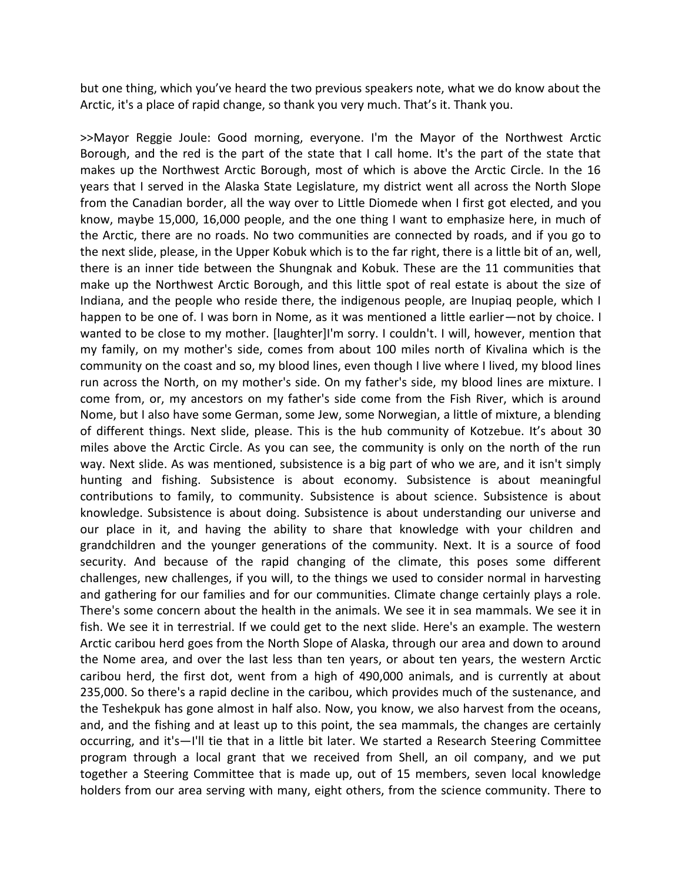but one thing, which you've heard the two previous speakers note, what we do know about the Arctic, it's a place of rapid change, so thank you very much. That's it. Thank you.

>>Mayor Reggie Joule: Good morning, everyone. I'm the Mayor of the Northwest Arctic Borough, and the red is the part of the state that I call home. It's the part of the state that makes up the Northwest Arctic Borough, most of which is above the Arctic Circle. In the 16 years that I served in the Alaska State Legislature, my district went all across the North Slope from the Canadian border, all the way over to Little Diomede when I first got elected, and you know, maybe 15,000, 16,000 people, and the one thing I want to emphasize here, in much of the Arctic, there are no roads. No two communities are connected by roads, and if you go to the next slide, please, in the Upper Kobuk which is to the far right, there is a little bit of an, well, there is an inner tide between the Shungnak and Kobuk. These are the 11 communities that make up the Northwest Arctic Borough, and this little spot of real estate is about the size of Indiana, and the people who reside there, the indigenous people, are Inupiaq people, which I happen to be one of. I was born in Nome, as it was mentioned a little earlier—not by choice. I wanted to be close to my mother. [laughter]I'm sorry. I couldn't. I will, however, mention that my family, on my mother's side, comes from about 100 miles north of Kivalina which is the community on the coast and so, my blood lines, even though I live where I lived, my blood lines run across the North, on my mother's side. On my father's side, my blood lines are mixture. I come from, or, my ancestors on my father's side come from the Fish River, which is around Nome, but I also have some German, some Jew, some Norwegian, a little of mixture, a blending of different things. Next slide, please. This is the hub community of Kotzebue. It's about 30 miles above the Arctic Circle. As you can see, the community is only on the north of the run way. Next slide. As was mentioned, subsistence is a big part of who we are, and it isn't simply hunting and fishing. Subsistence is about economy. Subsistence is about meaningful contributions to family, to community. Subsistence is about science. Subsistence is about knowledge. Subsistence is about doing. Subsistence is about understanding our universe and our place in it, and having the ability to share that knowledge with your children and grandchildren and the younger generations of the community. Next. It is a source of food security. And because of the rapid changing of the climate, this poses some different challenges, new challenges, if you will, to the things we used to consider normal in harvesting and gathering for our families and for our communities. Climate change certainly plays a role. There's some concern about the health in the animals. We see it in sea mammals. We see it in fish. We see it in terrestrial. If we could get to the next slide. Here's an example. The western Arctic caribou herd goes from the North Slope of Alaska, through our area and down to around the Nome area, and over the last less than ten years, or about ten years, the western Arctic caribou herd, the first dot, went from a high of 490,000 animals, and is currently at about 235,000. So there's a rapid decline in the caribou, which provides much of the sustenance, and the Teshekpuk has gone almost in half also. Now, you know, we also harvest from the oceans, and, and the fishing and at least up to this point, the sea mammals, the changes are certainly occurring, and it's—I'll tie that in a little bit later. We started a Research Steering Committee program through a local grant that we received from Shell, an oil company, and we put together a Steering Committee that is made up, out of 15 members, seven local knowledge holders from our area serving with many, eight others, from the science community. There to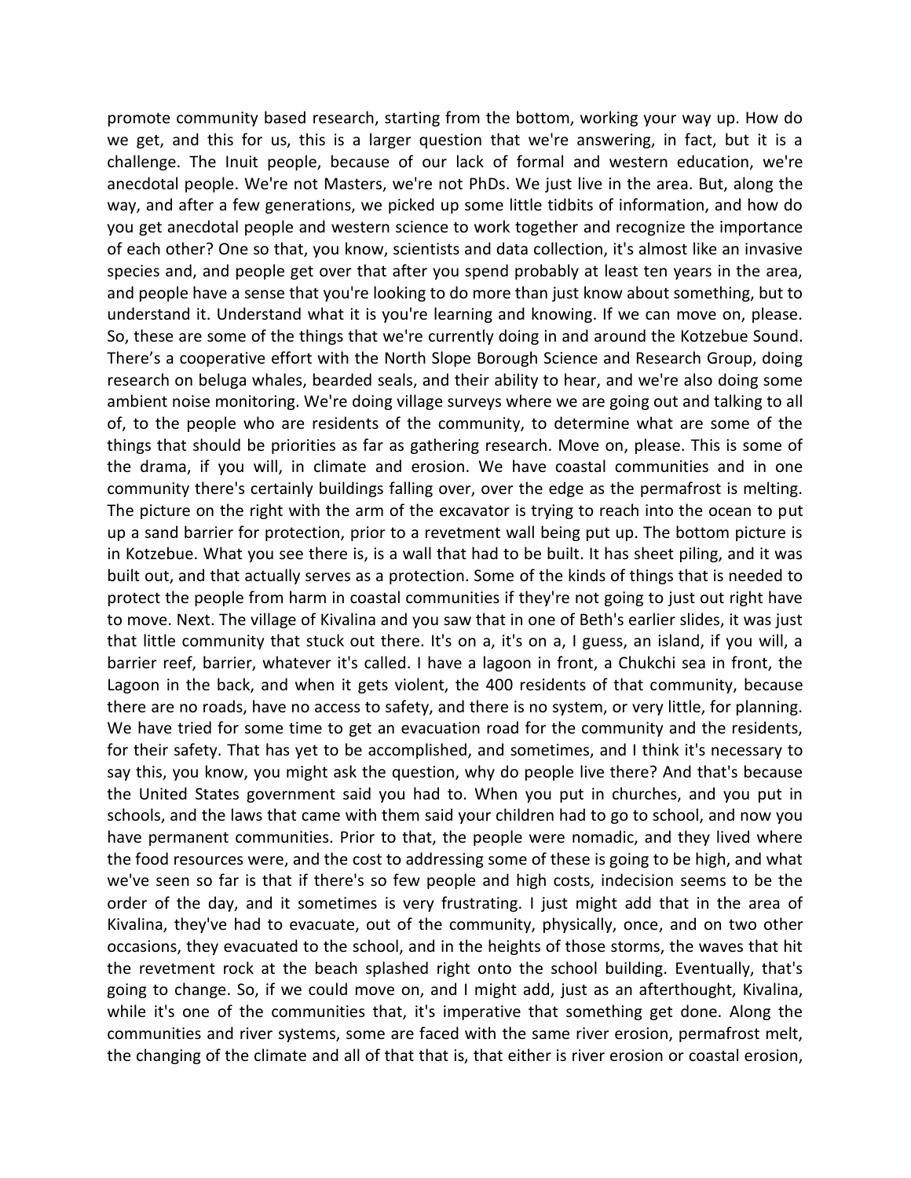promote community based research, starting from the bottom, working your way up. How do we get, and this for us, this is a larger question that we're answering, in fact, but it is a challenge. The Inuit people, because of our lack of formal and western education, we're anecdotal people. We're not Masters, we're not PhDs. We just live in the area. But, along the way, and after a few generations, we picked up some little tidbits of information, and how do you get anecdotal people and western science to work together and recognize the importance of each other? One so that, you know, scientists and data collection, it's almost like an invasive species and, and people get over that after you spend probably at least ten years in the area, and people have a sense that you're looking to do more than just know about something, but to understand it. Understand what it is you're learning and knowing. If we can move on, please. So, these are some of the things that we're currently doing in and around the Kotzebue Sound. There's a cooperative effort with the North Slope Borough Science and Research Group, doing research on beluga whales, bearded seals, and their ability to hear, and we're also doing some ambient noise monitoring. We're doing village surveys where we are going out and talking to all of, to the people who are residents of the community, to determine what are some of the things that should be priorities as far as gathering research. Move on, please. This is some of the drama, if you will, in climate and erosion. We have coastal communities and in one community there's certainly buildings falling over, over the edge as the permafrost is melting. The picture on the right with the arm of the excavator is trying to reach into the ocean to put up a sand barrier for protection, prior to a revetment wall being put up. The bottom picture is in Kotzebue. What you see there is, is a wall that had to be built. It has sheet piling, and it was built out, and that actually serves as a protection. Some of the kinds of things that is needed to protect the people from harm in coastal communities if they're not going to just out right have to move. Next. The village of Kivalina and you saw that in one of Beth's earlier slides, it was just that little community that stuck out there. It's on a, it's on a, I guess, an island, if you will, a barrier reef, barrier, whatever it's called. I have a lagoon in front, a Chukchi sea in front, the Lagoon in the back, and when it gets violent, the 400 residents of that community, because there are no roads, have no access to safety, and there is no system, or very little, for planning. We have tried for some time to get an evacuation road for the community and the residents, for their safety. That has yet to be accomplished, and sometimes, and I think it's necessary to say this, you know, you might ask the question, why do people live there? And that's because the United States government said you had to. When you put in churches, and you put in schools, and the laws that came with them said your children had to go to school, and now you have permanent communities. Prior to that, the people were nomadic, and they lived where the food resources were, and the cost to addressing some of these is going to be high, and what we've seen so far is that if there's so few people and high costs, indecision seems to be the order of the day, and it sometimes is very frustrating. I just might add that in the area of Kivalina, they've had to evacuate, out of the community, physically, once, and on two other occasions, they evacuated to the school, and in the heights of those storms, the waves that hit the revetment rock at the beach splashed right onto the school building. Eventually, that's going to change. So, if we could move on, and I might add, just as an afterthought, Kivalina, while it's one of the communities that, it's imperative that something get done. Along the communities and river systems, some are faced with the same river erosion, permafrost melt, the changing of the climate and all of that that is, that either is river erosion or coastal erosion,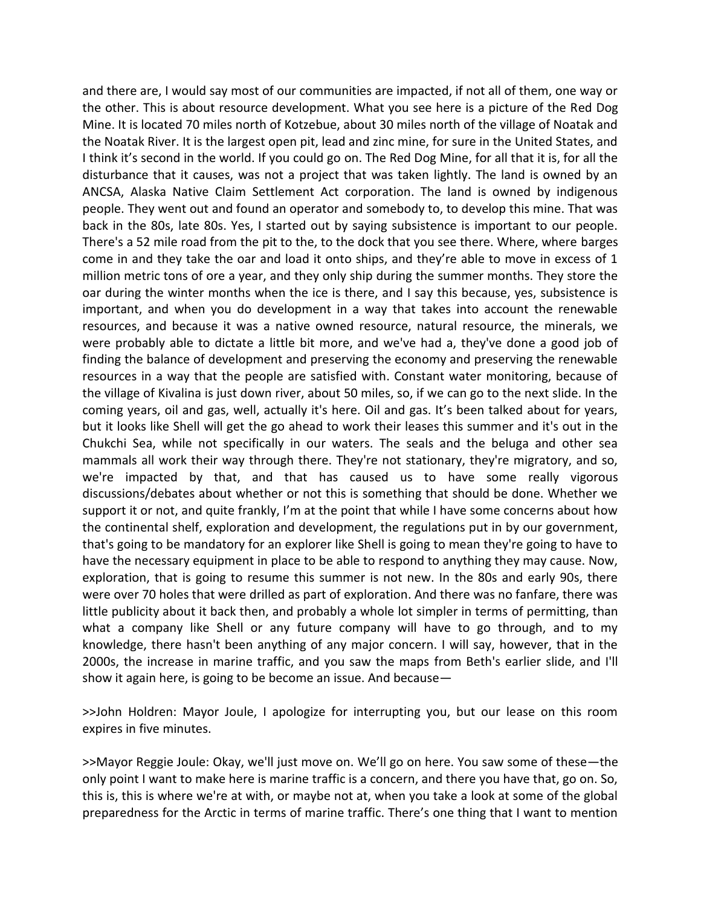and there are, I would say most of our communities are impacted, if not all of them, one way or the other. This is about resource development. What you see here is a picture of the Red Dog Mine. It is located 70 miles north of Kotzebue, about 30 miles north of the village of Noatak and the Noatak River. It is the largest open pit, lead and zinc mine, for sure in the United States, and I think it's second in the world. If you could go on. The Red Dog Mine, for all that it is, for all the disturbance that it causes, was not a project that was taken lightly. The land is owned by an ANCSA, Alaska Native Claim Settlement Act corporation. The land is owned by indigenous people. They went out and found an operator and somebody to, to develop this mine. That was back in the 80s, late 80s. Yes, I started out by saying subsistence is important to our people. There's a 52 mile road from the pit to the, to the dock that you see there. Where, where barges come in and they take the oar and load it onto ships, and they're able to move in excess of 1 million metric tons of ore a year, and they only ship during the summer months. They store the oar during the winter months when the ice is there, and I say this because, yes, subsistence is important, and when you do development in a way that takes into account the renewable resources, and because it was a native owned resource, natural resource, the minerals, we were probably able to dictate a little bit more, and we've had a, they've done a good job of finding the balance of development and preserving the economy and preserving the renewable resources in a way that the people are satisfied with. Constant water monitoring, because of the village of Kivalina is just down river, about 50 miles, so, if we can go to the next slide. In the coming years, oil and gas, well, actually it's here. Oil and gas. It's been talked about for years, but it looks like Shell will get the go ahead to work their leases this summer and it's out in the Chukchi Sea, while not specifically in our waters. The seals and the beluga and other sea mammals all work their way through there. They're not stationary, they're migratory, and so, we're impacted by that, and that has caused us to have some really vigorous discussions/debates about whether or not this is something that should be done. Whether we support it or not, and quite frankly, I'm at the point that while I have some concerns about how the continental shelf, exploration and development, the regulations put in by our government, that's going to be mandatory for an explorer like Shell is going to mean they're going to have to have the necessary equipment in place to be able to respond to anything they may cause. Now, exploration, that is going to resume this summer is not new. In the 80s and early 90s, there were over 70 holes that were drilled as part of exploration. And there was no fanfare, there was little publicity about it back then, and probably a whole lot simpler in terms of permitting, than what a company like Shell or any future company will have to go through, and to my knowledge, there hasn't been anything of any major concern. I will say, however, that in the 2000s, the increase in marine traffic, and you saw the maps from Beth's earlier slide, and I'll show it again here, is going to be become an issue. And because—

>>John Holdren: Mayor Joule, I apologize for interrupting you, but our lease on this room expires in five minutes.

>>Mayor Reggie Joule: Okay, we'll just move on. We'll go on here. You saw some of these—the only point I want to make here is marine traffic is a concern, and there you have that, go on. So, this is, this is where we're at with, or maybe not at, when you take a look at some of the global preparedness for the Arctic in terms of marine traffic. There's one thing that I want to mention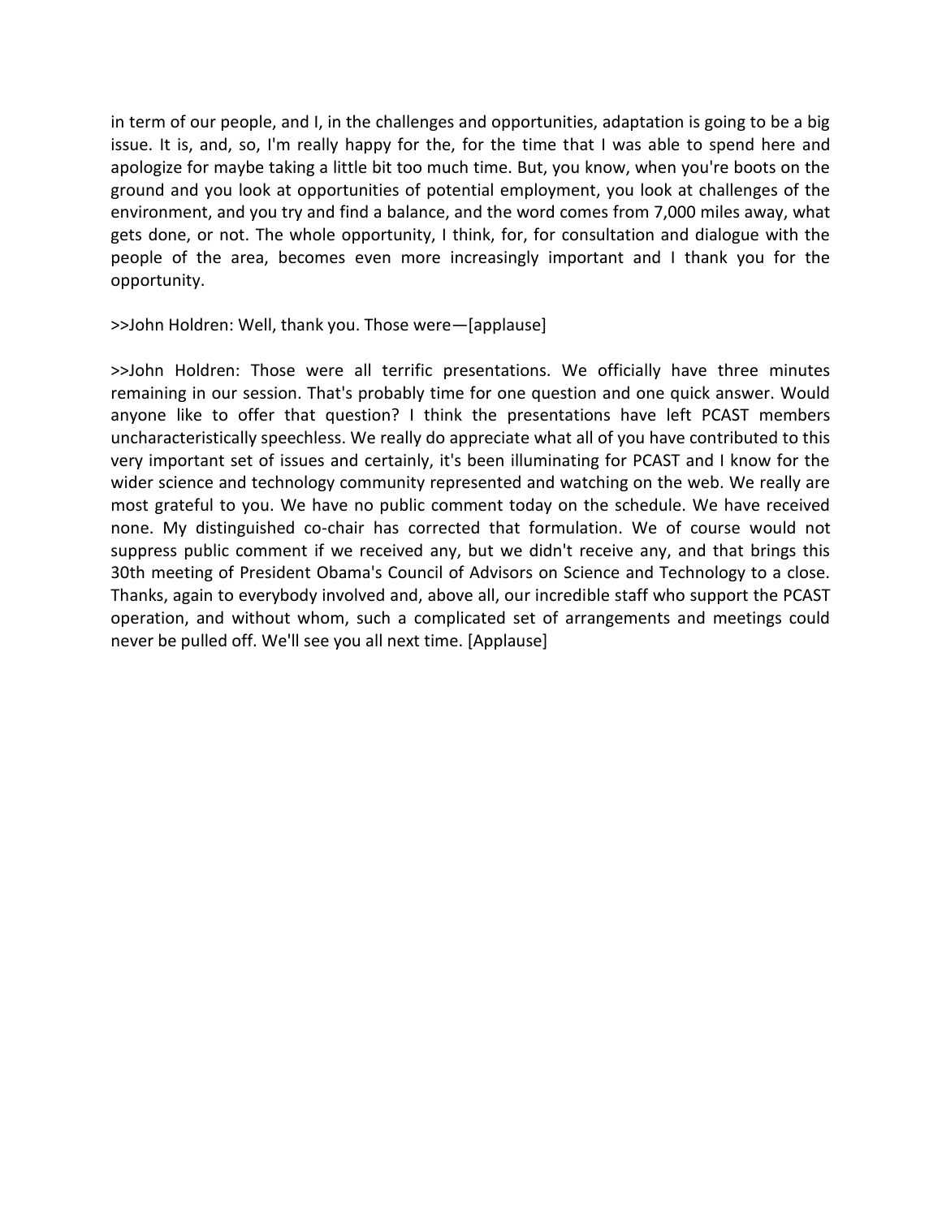in term of our people, and I, in the challenges and opportunities, adaptation is going to be a big issue. It is, and, so, I'm really happy for the, for the time that I was able to spend here and apologize for maybe taking a little bit too much time. But, you know, when you're boots on the ground and you look at opportunities of potential employment, you look at challenges of the environment, and you try and find a balance, and the word comes from 7,000 miles away, what gets done, or not. The whole opportunity, I think, for, for consultation and dialogue with the people of the area, becomes even more increasingly important and I thank you for the opportunity.

>>John Holdren: Well, thank you. Those were—[applause]

>>John Holdren: Those were all terrific presentations. We officially have three minutes remaining in our session. That's probably time for one question and one quick answer. Would anyone like to offer that question? I think the presentations have left PCAST members uncharacteristically speechless. We really do appreciate what all of you have contributed to this very important set of issues and certainly, it's been illuminating for PCAST and I know for the wider science and technology community represented and watching on the web. We really are most grateful to you. We have no public comment today on the schedule. We have received none. My distinguished co-chair has corrected that formulation. We of course would not suppress public comment if we received any, but we didn't receive any, and that brings this 30th meeting of President Obama's Council of Advisors on Science and Technology to a close. Thanks, again to everybody involved and, above all, our incredible staff who support the PCAST operation, and without whom, such a complicated set of arrangements and meetings could never be pulled off. We'll see you all next time. [Applause]